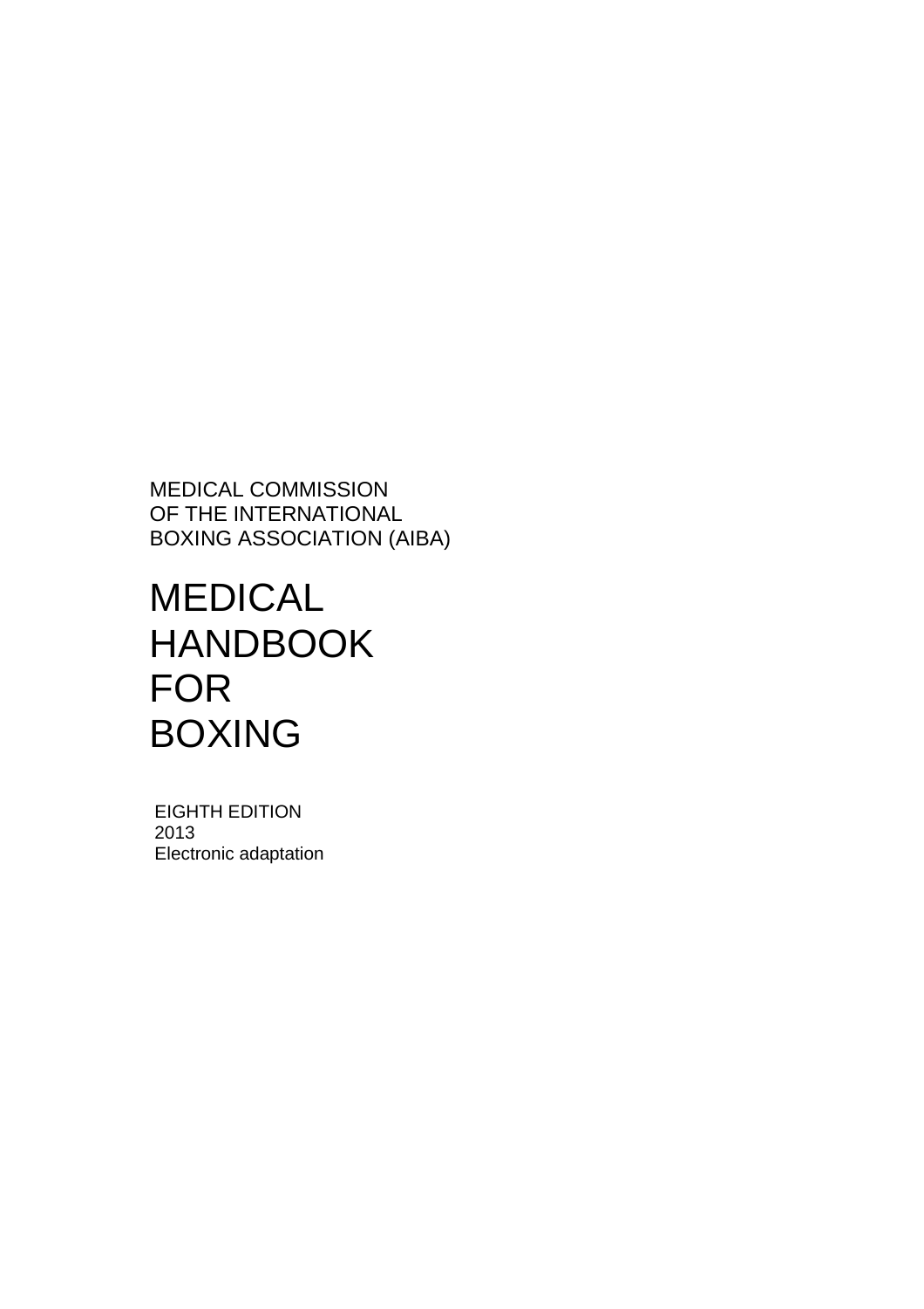MEDICAL COMMISSION
OF THE INTERNATIONAL
BOXING ASSOCIATION (AIBA)

# MEDICAL HANDBOOK FOR BOXING

EIGHTH EDITION
2013
Electronic adaptation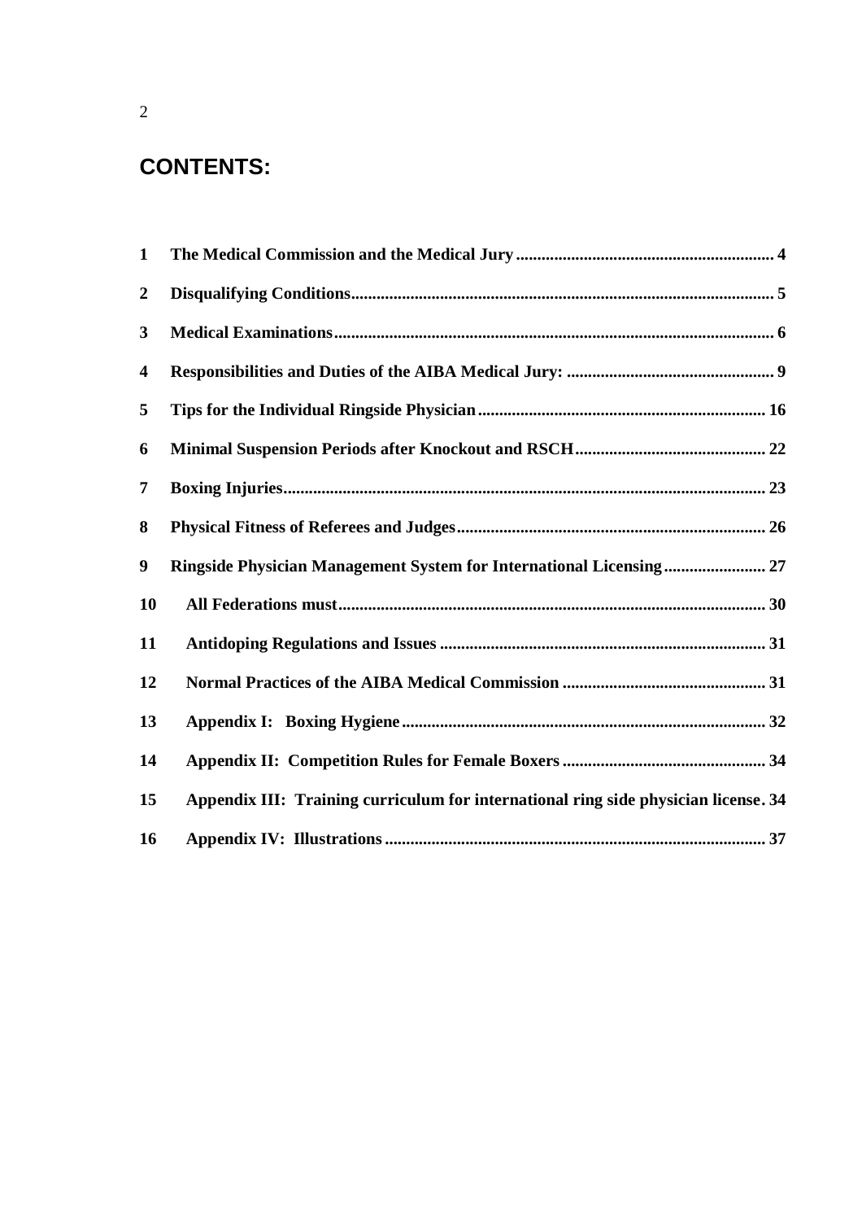# CONTENTS:

| | | |
|---|---|---|
| 1 | The Medical Commission and the Medical Jury | 4 |
| 2 | Disqualifying Conditions | 5 |
| 3 | Medical Examinations | 6 |
| 4 | Responsibilities and Duties of the AIBA Medical Jury: | 9 |
| 5 | Tips for the Individual Ringside Physician | 16 |
| 6 | Minimal Suspension Periods after Knockout and RSCH | 22 |
| 7 | Boxing Injuries | 23 |
| 8 | Physical Fitness of Referees and Judges | 26 |
| 9 | Ringside Physician Management System for International Licensing | 27 |
| 10 | All Federations must | 30 |
| 11 | Antidoping Regulations and Issues | 31 |
| 12 | Normal Practices of the AIBA Medical Commission | 31 |
| 13 | Appendix I: Boxing Hygiene | 32 |
| 14 | Appendix II: Competition Rules for Female Boxers | 34 |
| 15 | Appendix III: Training curriculum for international ring side physician license | 34 |
| 16 | Appendix IV: Illustrations | 37 |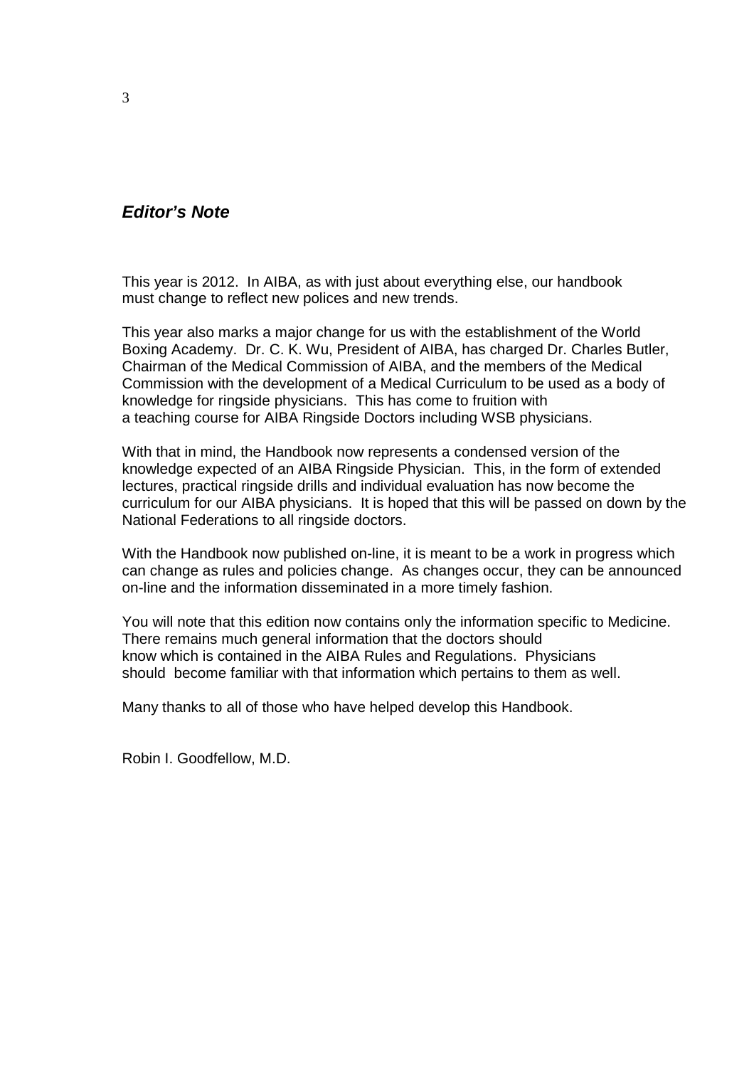## ***Editor's Note***

This year is 2012. In AIBA, as with just about everything else, our handbook must change to reflect new polices and new trends.

This year also marks a major change for us with the establishment of the World Boxing Academy. Dr. C. K. Wu, President of AIBA, has charged Dr. Charles Butler, Chairman of the Medical Commission of AIBA, and the members of the Medical Commission with the development of a Medical Curriculum to be used as a body of knowledge for ringside physicians. This has come to fruition with a teaching course for AIBA Ringside Doctors including WSB physicians.

With that in mind, the Handbook now represents a condensed version of the knowledge expected of an AIBA Ringside Physician. This, in the form of extended lectures, practical ringside drills and individual evaluation has now become the curriculum for our AIBA physicians. It is hoped that this will be passed on down by the National Federations to all ringside doctors.

With the Handbook now published on-line, it is meant to be a work in progress which can change as rules and policies change. As changes occur, they can be announced on-line and the information disseminated in a more timely fashion.

You will note that this edition now contains only the information specific to Medicine. There remains much general information that the doctors should know which is contained in the AIBA Rules and Regulations. Physicians should become familiar with that information which pertains to them as well.

Many thanks to all of those who have helped develop this Handbook.

Robin I. Goodfellow, M.D.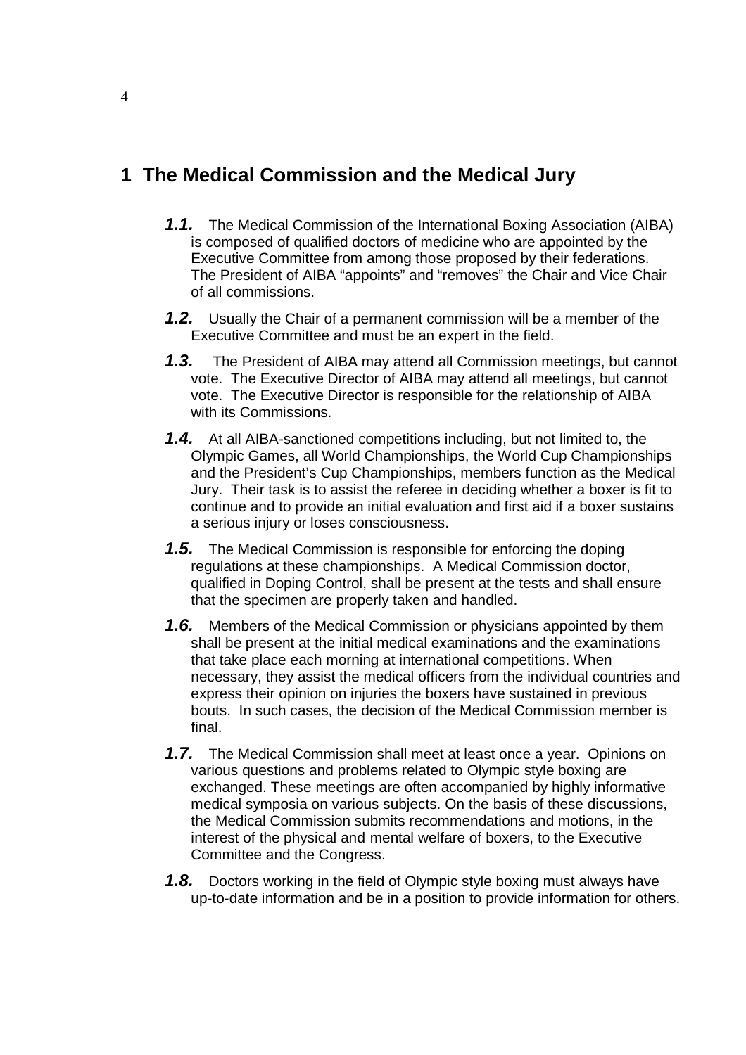# 1 The Medical Commission and the Medical Jury

***1.1.*** The Medical Commission of the International Boxing Association (AIBA) is composed of qualified doctors of medicine who are appointed by the Executive Committee from among those proposed by their federations. The President of AIBA "appoints" and "removes" the Chair and Vice Chair of all commissions.

***1.2.*** Usually the Chair of a permanent commission will be a member of the Executive Committee and must be an expert in the field.

***1.3.*** The President of AIBA may attend all Commission meetings, but cannot vote. The Executive Director of AIBA may attend all meetings, but cannot vote. The Executive Director is responsible for the relationship of AIBA with its Commissions.

***1.4.*** At all AIBA-sanctioned competitions including, but not limited to, the Olympic Games, all World Championships, the World Cup Championships and the President's Cup Championships, members function as the Medical Jury. Their task is to assist the referee in deciding whether a boxer is fit to continue and to provide an initial evaluation and first aid if a boxer sustains a serious injury or loses consciousness.

***1.5.*** The Medical Commission is responsible for enforcing the doping regulations at these championships. A Medical Commission doctor, qualified in Doping Control, shall be present at the tests and shall ensure that the specimen are properly taken and handled.

***1.6.*** Members of the Medical Commission or physicians appointed by them shall be present at the initial medical examinations and the examinations that take place each morning at international competitions. When necessary, they assist the medical officers from the individual countries and express their opinion on injuries the boxers have sustained in previous bouts. In such cases, the decision of the Medical Commission member is final.

***1.7.*** The Medical Commission shall meet at least once a year. Opinions on various questions and problems related to Olympic style boxing are exchanged. These meetings are often accompanied by highly informative medical symposia on various subjects. On the basis of these discussions, the Medical Commission submits recommendations and motions, in the interest of the physical and mental welfare of boxers, to the Executive Committee and the Congress.

***1.8.*** Doctors working in the field of Olympic style boxing must always have up-to-date information and be in a position to provide information for others.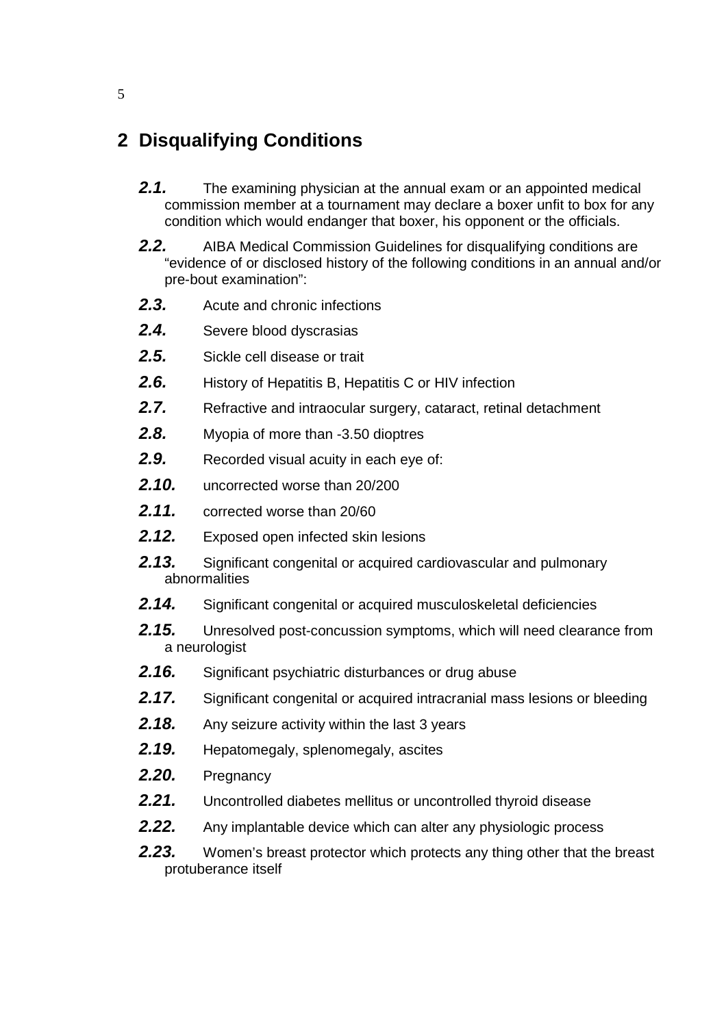# 2 Disqualifying Conditions

***2.1.*** The examining physician at the annual exam or an appointed medical commission member at a tournament may declare a boxer unfit to box for any condition which would endanger that boxer, his opponent or the officials.

***2.2.*** AIBA Medical Commission Guidelines for disqualifying conditions are "evidence of or disclosed history of the following conditions in an annual and/or pre-bout examination":

***2.3.*** Acute and chronic infections

***2.4.*** Severe blood dyscrasias

***2.5.*** Sickle cell disease or trait

***2.6.*** History of Hepatitis B, Hepatitis C or HIV infection

***2.7.*** Refractive and intraocular surgery, cataract, retinal detachment

***2.8.*** Myopia of more than -3.50 dioptres

***2.9.*** Recorded visual acuity in each eye of:

***2.10.*** uncorrected worse than 20/200

***2.11.*** corrected worse than 20/60

***2.12.*** Exposed open infected skin lesions

***2.13.*** Significant congenital or acquired cardiovascular and pulmonary abnormalities

***2.14.*** Significant congenital or acquired musculoskeletal deficiencies

***2.15.*** Unresolved post-concussion symptoms, which will need clearance from a neurologist

***2.16.*** Significant psychiatric disturbances or drug abuse

***2.17.*** Significant congenital or acquired intracranial mass lesions or bleeding

***2.18.*** Any seizure activity within the last 3 years

***2.19.*** Hepatomegaly, splenomegaly, ascites

***2.20.*** Pregnancy

***2.21.*** Uncontrolled diabetes mellitus or uncontrolled thyroid disease

***2.22.*** Any implantable device which can alter any physiologic process

***2.23.*** Women's breast protector which protects any thing other that the breast protuberance itself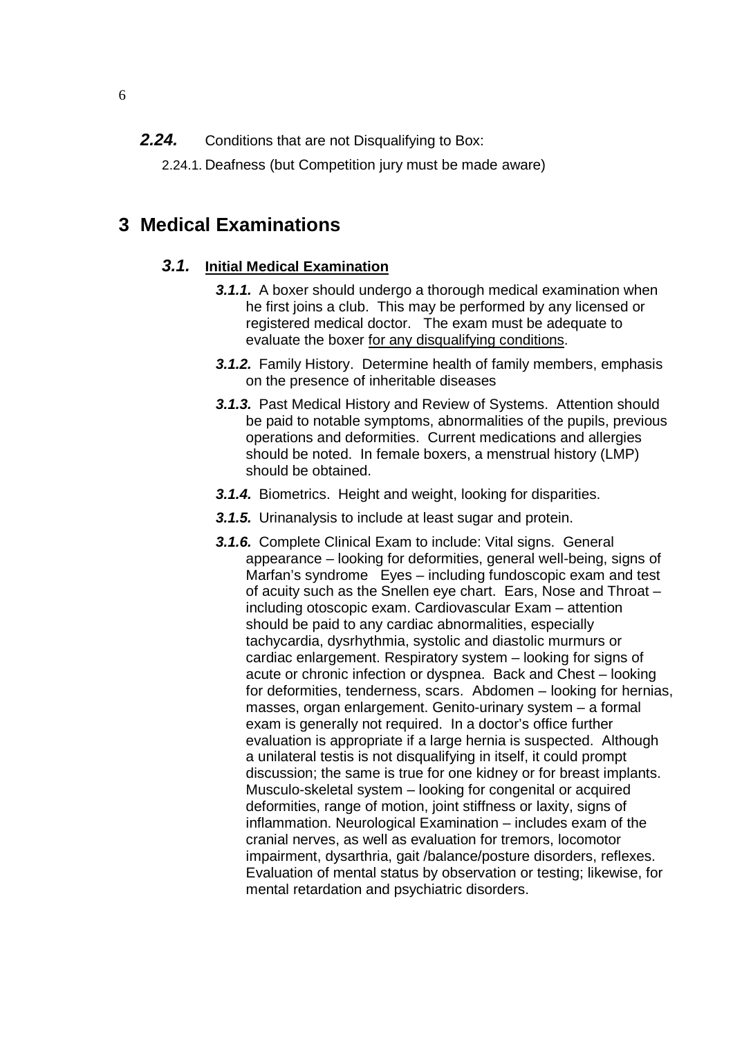**2.24.** Conditions that are not Disqualifying to Box:

2.24.1. Deafness (but Competition jury must be made aware)

# 3 Medical Examinations

## 3.1. Initial Medical Examination

***3.1.1.*** A boxer should undergo a thorough medical examination when he first joins a club. This may be performed by any licensed or registered medical doctor. The exam must be adequate to evaluate the boxer for any disqualifying conditions.

***3.1.2.*** Family History. Determine health of family members, emphasis on the presence of inheritable diseases

***3.1.3.*** Past Medical History and Review of Systems. Attention should be paid to notable symptoms, abnormalities of the pupils, previous operations and deformities. Current medications and allergies should be noted. In female boxers, a menstrual history (LMP) should be obtained.

***3.1.4.*** Biometrics. Height and weight, looking for disparities.

***3.1.5.*** Urinanalysis to include at least sugar and protein.

***3.1.6.*** Complete Clinical Exam to include: Vital signs. General appearance – looking for deformities, general well-being, signs of Marfan's syndrome Eyes – including fundoscopic exam and test of acuity such as the Snellen eye chart. Ears, Nose and Throat – including otoscopic exam. Cardiovascular Exam – attention should be paid to any cardiac abnormalities, especially tachycardia, dysrhythmia, systolic and diastolic murmurs or cardiac enlargement. Respiratory system – looking for signs of acute or chronic infection or dyspnea. Back and Chest – looking for deformities, tenderness, scars. Abdomen – looking for hernias, masses, organ enlargement. Genito-urinary system – a formal exam is generally not required. In a doctor's office further evaluation is appropriate if a large hernia is suspected. Although a unilateral testis is not disqualifying in itself, it could prompt discussion; the same is true for one kidney or for breast implants. Musculo-skeletal system – looking for congenital or acquired deformities, range of motion, joint stiffness or laxity, signs of inflammation. Neurological Examination – includes exam of the cranial nerves, as well as evaluation for tremors, locomotor impairment, dysarthria, gait /balance/posture disorders, reflexes. Evaluation of mental status by observation or testing; likewise, for mental retardation and psychiatric disorders.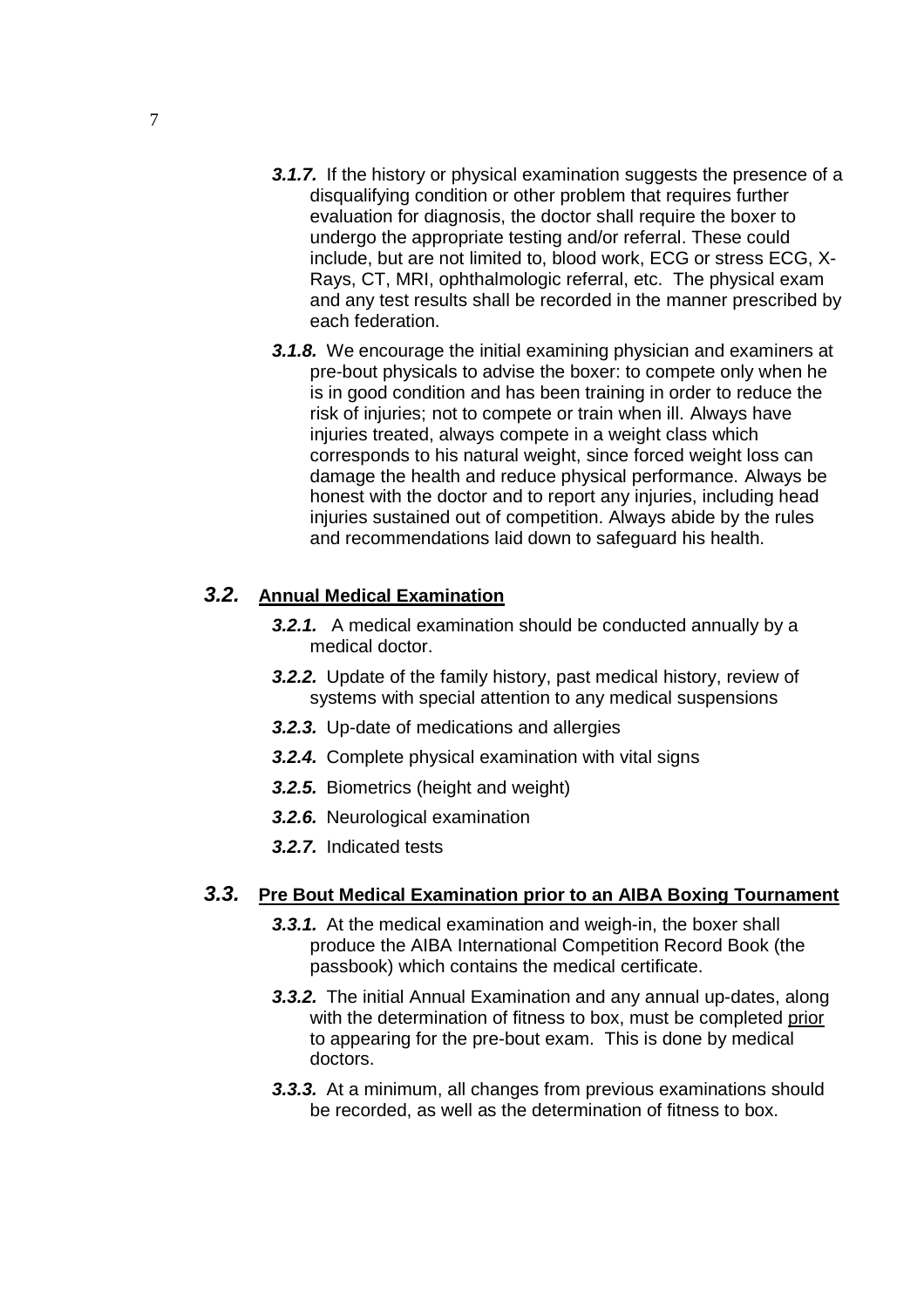***3.1.7.*** If the history or physical examination suggests the presence of a disqualifying condition or other problem that requires further evaluation for diagnosis, the doctor shall require the boxer to undergo the appropriate testing and/or referral. These could include, but are not limited to, blood work, ECG or stress ECG, X-Rays, CT, MRI, ophthalmologic referral, etc. The physical exam and any test results shall be recorded in the manner prescribed by each federation.

***3.1.8.*** We encourage the initial examining physician and examiners at pre-bout physicals to advise the boxer: to compete only when he is in good condition and has been training in order to reduce the risk of injuries; not to compete or train when ill. Always have injuries treated, always compete in a weight class which corresponds to his natural weight, since forced weight loss can damage the health and reduce physical performance. Always be honest with the doctor and to report any injuries, including head injuries sustained out of competition. Always abide by the rules and recommendations laid down to safeguard his health.

## ***3.2.*** <u>**Annual Medical Examination**</u>

***3.2.1.*** A medical examination should be conducted annually by a medical doctor.

***3.2.2.*** Update of the family history, past medical history, review of systems with special attention to any medical suspensions

***3.2.3.*** Up-date of medications and allergies

***3.2.4.*** Complete physical examination with vital signs

***3.2.5.*** Biometrics (height and weight)

***3.2.6.*** Neurological examination

***3.2.7.*** Indicated tests

## ***3.3.*** <u>**Pre Bout Medical Examination prior to an AIBA Boxing Tournament**</u>

***3.3.1.*** At the medical examination and weigh-in, the boxer shall produce the AIBA International Competition Record Book (the passbook) which contains the medical certificate.

***3.3.2.*** The initial Annual Examination and any annual up-dates, along with the determination of fitness to box, must be completed <u>prior</u> to appearing for the pre-bout exam. This is done by medical doctors.

***3.3.3.*** At a minimum, all changes from previous examinations should be recorded, as well as the determination of fitness to box.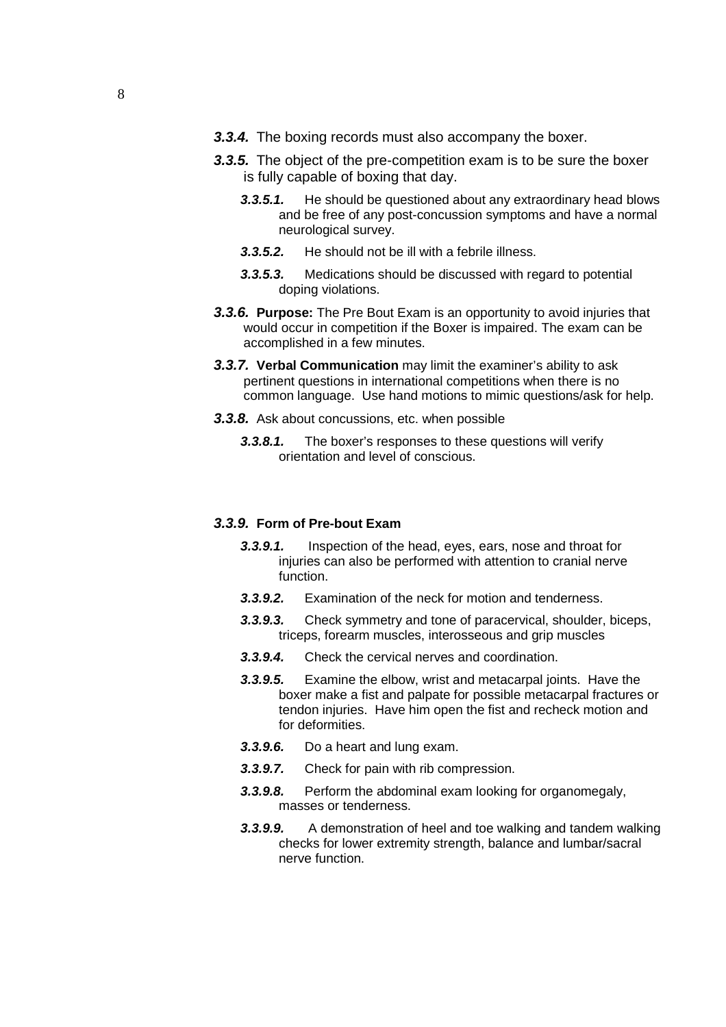***3.3.4.*** The boxing records must also accompany the boxer.

***3.3.5.*** The object of the pre-competition exam is to be sure the boxer is fully capable of boxing that day.

- ***3.3.5.1.*** He should be questioned about any extraordinary head blows and be free of any post-concussion symptoms and have a normal neurological survey.
- ***3.3.5.2.*** He should not be ill with a febrile illness.
- ***3.3.5.3.*** Medications should be discussed with regard to potential doping violations.

***3.3.6.*** **Purpose:** The Pre Bout Exam is an opportunity to avoid injuries that would occur in competition if the Boxer is impaired. The exam can be accomplished in a few minutes.

***3.3.7.*** **Verbal Communication** may limit the examiner's ability to ask pertinent questions in international competitions when there is no common language. Use hand motions to mimic questions/ask for help.

***3.3.8.*** Ask about concussions, etc. when possible

- ***3.3.8.1.*** The boxer's responses to these questions will verify orientation and level of conscious.

***3.3.9.*** **Form of Pre-bout Exam**

- ***3.3.9.1.*** Inspection of the head, eyes, ears, nose and throat for injuries can also be performed with attention to cranial nerve function.
- ***3.3.9.2.*** Examination of the neck for motion and tenderness.
- ***3.3.9.3.*** Check symmetry and tone of paracervical, shoulder, biceps, triceps, forearm muscles, interosseous and grip muscles
- ***3.3.9.4.*** Check the cervical nerves and coordination.
- ***3.3.9.5.*** Examine the elbow, wrist and metacarpal joints. Have the boxer make a fist and palpate for possible metacarpal fractures or tendon injuries. Have him open the fist and recheck motion and for deformities.
- ***3.3.9.6.*** Do a heart and lung exam.
- ***3.3.9.7.*** Check for pain with rib compression.
- ***3.3.9.8.*** Perform the abdominal exam looking for organomegaly, masses or tenderness.
- ***3.3.9.9.*** A demonstration of heel and toe walking and tandem walking checks for lower extremity strength, balance and lumbar/sacral nerve function.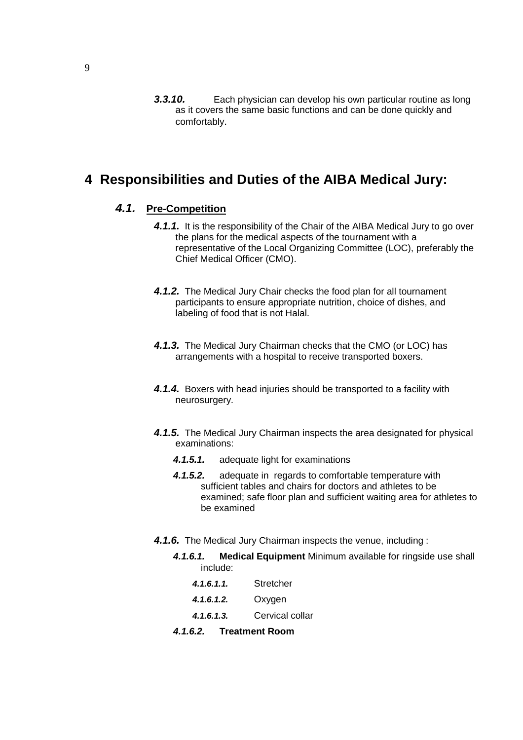***3.3.10.*** Each physician can develop his own particular routine as long as it covers the same basic functions and can be done quickly and comfortably.

# 4 Responsibilities and Duties of the AIBA Medical Jury:

## *4.1.* Pre-Competition

***4.1.1.*** It is the responsibility of the Chair of the AIBA Medical Jury to go over the plans for the medical aspects of the tournament with a representative of the Local Organizing Committee (LOC), preferably the Chief Medical Officer (CMO).

***4.1.2.*** The Medical Jury Chair checks the food plan for all tournament participants to ensure appropriate nutrition, choice of dishes, and labeling of food that is not Halal.

***4.1.3.*** The Medical Jury Chairman checks that the CMO (or LOC) has arrangements with a hospital to receive transported boxers.

***4.1.4.*** Boxers with head injuries should be transported to a facility with neurosurgery.

***4.1.5.*** The Medical Jury Chairman inspects the area designated for physical examinations:

- ***4.1.5.1.*** adequate light for examinations
- ***4.1.5.2.*** adequate in regards to comfortable temperature with sufficient tables and chairs for doctors and athletes to be examined; safe floor plan and sufficient waiting area for athletes to be examined

***4.1.6.*** The Medical Jury Chairman inspects the venue, including :

- ***4.1.6.1.*** **Medical Equipment** Minimum available for ringside use shall include:
  - ***4.1.6.1.1.*** Stretcher
  - ***4.1.6.1.2.*** Oxygen
  - ***4.1.6.1.3.*** Cervical collar
- ***4.1.6.2.*** **Treatment Room**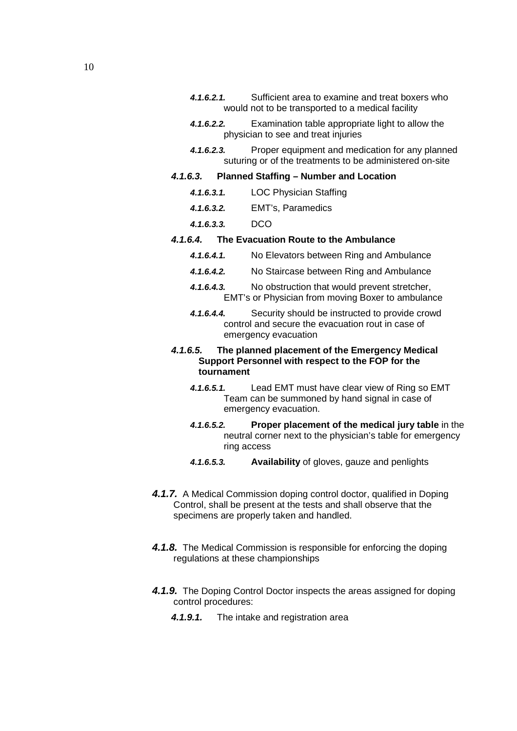***4.1.6.2.1.*** Sufficient area to examine and treat boxers who would not to be transported to a medical facility

***4.1.6.2.2.*** Examination table appropriate light to allow the physician to see and treat injuries

***4.1.6.2.3.*** Proper equipment and medication for any planned suturing or of the treatments to be administered on-site

***4.1.6.3.*** **Planned Staffing – Number and Location**

***4.1.6.3.1.*** LOC Physician Staffing

***4.1.6.3.2.*** EMT's, Paramedics

***4.1.6.3.3.*** DCO

***4.1.6.4.*** **The Evacuation Route to the Ambulance**

***4.1.6.4.1.*** No Elevators between Ring and Ambulance

***4.1.6.4.2.*** No Staircase between Ring and Ambulance

***4.1.6.4.3.*** No obstruction that would prevent stretcher, EMT's or Physician from moving Boxer to ambulance

***4.1.6.4.4.*** Security should be instructed to provide crowd control and secure the evacuation rout in case of emergency evacuation

***4.1.6.5.*** **The planned placement of the Emergency Medical Support Personnel with respect to the FOP for the tournament**

***4.1.6.5.1.*** Lead EMT must have clear view of Ring so EMT Team can be summoned by hand signal in case of emergency evacuation.

***4.1.6.5.2.*** **Proper placement of the medical jury table** in the neutral corner next to the physician's table for emergency ring access

***4.1.6.5.3.*** **Availability** of gloves, gauze and penlights

***4.1.7.*** A Medical Commission doping control doctor, qualified in Doping Control, shall be present at the tests and shall observe that the specimens are properly taken and handled.

***4.1.8.*** The Medical Commission is responsible for enforcing the doping regulations at these championships

***4.1.9.*** The Doping Control Doctor inspects the areas assigned for doping control procedures:

***4.1.9.1.*** The intake and registration area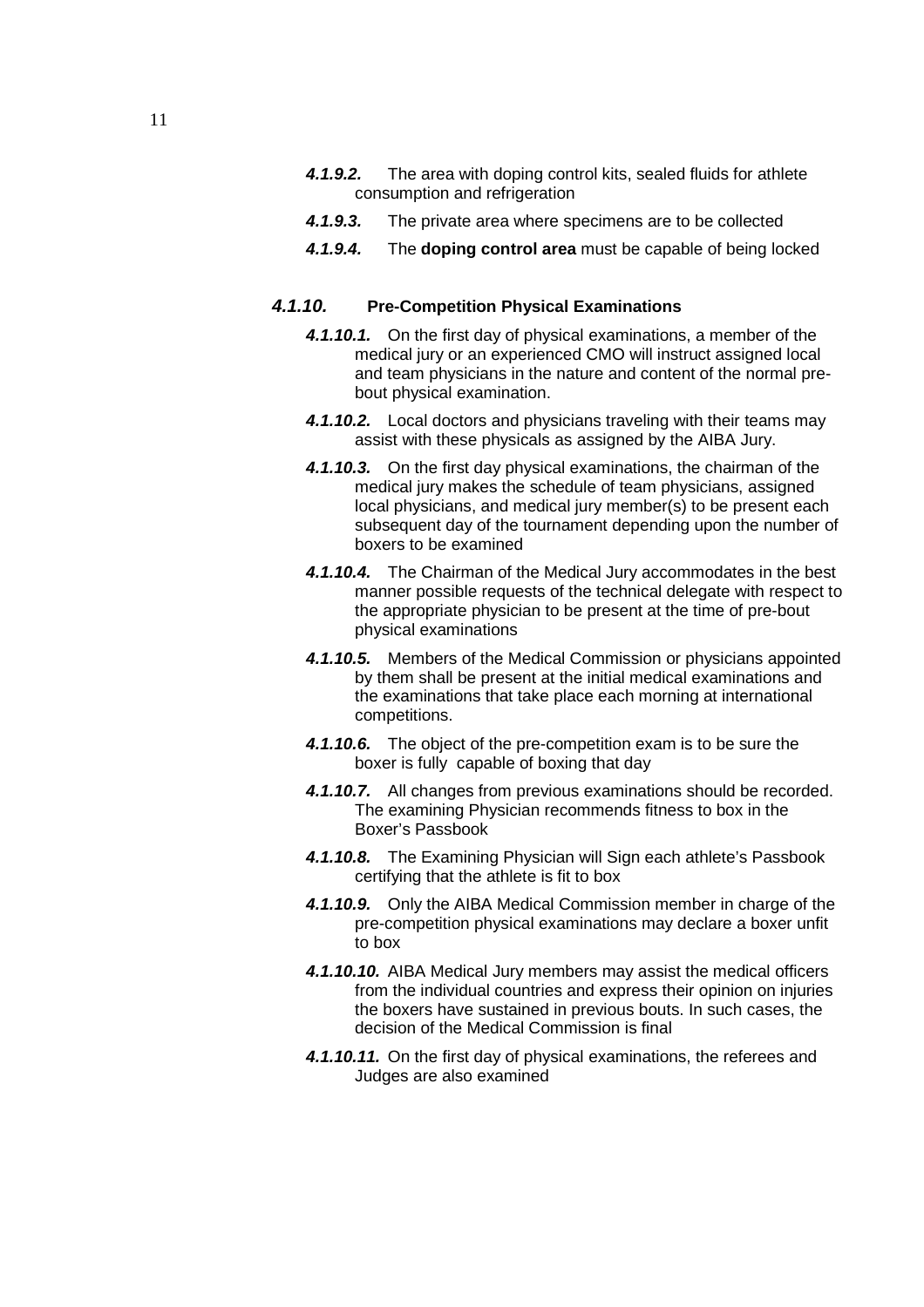***4.1.9.2.*** The area with doping control kits, sealed fluids for athlete consumption and refrigeration

***4.1.9.3.*** The private area where specimens are to be collected

***4.1.9.4.*** The **doping control area** must be capable of being locked

### *4.1.10.* Pre-Competition Physical Examinations

***4.1.10.1.*** On the first day of physical examinations, a member of the medical jury or an experienced CMO will instruct assigned local and team physicians in the nature and content of the normal pre-bout physical examination.

***4.1.10.2.*** Local doctors and physicians traveling with their teams may assist with these physicals as assigned by the AIBA Jury.

***4.1.10.3.*** On the first day physical examinations, the chairman of the medical jury makes the schedule of team physicians, assigned local physicians, and medical jury member(s) to be present each subsequent day of the tournament depending upon the number of boxers to be examined

***4.1.10.4.*** The Chairman of the Medical Jury accommodates in the best manner possible requests of the technical delegate with respect to the appropriate physician to be present at the time of pre-bout physical examinations

***4.1.10.5.*** Members of the Medical Commission or physicians appointed by them shall be present at the initial medical examinations and the examinations that take place each morning at international competitions.

***4.1.10.6.*** The object of the pre-competition exam is to be sure the boxer is fully capable of boxing that day

***4.1.10.7.*** All changes from previous examinations should be recorded. The examining Physician recommends fitness to box in the Boxer's Passbook

***4.1.10.8.*** The Examining Physician will Sign each athlete's Passbook certifying that the athlete is fit to box

***4.1.10.9.*** Only the AIBA Medical Commission member in charge of the pre-competition physical examinations may declare a boxer unfit to box

***4.1.10.10.*** AIBA Medical Jury members may assist the medical officers from the individual countries and express their opinion on injuries the boxers have sustained in previous bouts. In such cases, the decision of the Medical Commission is final

***4.1.10.11.*** On the first day of physical examinations, the referees and Judges are also examined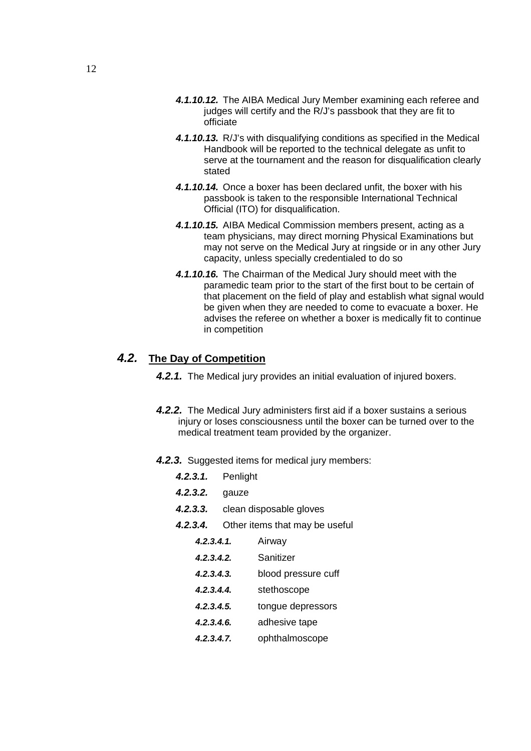- ***4.1.10.12.*** The AIBA Medical Jury Member examining each referee and judges will certify and the R/J's passbook that they are fit to officiate
- ***4.1.10.13.*** R/J's with disqualifying conditions as specified in the Medical Handbook will be reported to the technical delegate as unfit to serve at the tournament and the reason for disqualification clearly stated
- ***4.1.10.14.*** Once a boxer has been declared unfit, the boxer with his passbook is taken to the responsible International Technical Official (ITO) for disqualification.
- ***4.1.10.15.*** AIBA Medical Commission members present, acting as a team physicians, may direct morning Physical Examinations but may not serve on the Medical Jury at ringside or in any other Jury capacity, unless specially credentialed to do so
- ***4.1.10.16.*** The Chairman of the Medical Jury should meet with the paramedic team prior to the start of the first bout to be certain of that placement on the field of play and establish what signal would be given when they are needed to come to evacuate a boxer. He advises the referee on whether a boxer is medically fit to continue in competition

## *4.2.* The Day of Competition

***4.2.1.*** The Medical jury provides an initial evaluation of injured boxers.

***4.2.2.*** The Medical Jury administers first aid if a boxer sustains a serious injury or loses consciousness until the boxer can be turned over to the medical treatment team provided by the organizer.

***4.2.3.*** Suggested items for medical jury members:

- ***4.2.3.1.*** Penlight
- ***4.2.3.2.*** gauze
- ***4.2.3.3.*** clean disposable gloves
- ***4.2.3.4.*** Other items that may be useful
  - ***4.2.3.4.1.*** Airway
  - ***4.2.3.4.2.*** Sanitizer
  - ***4.2.3.4.3.*** blood pressure cuff
  - ***4.2.3.4.4.*** stethoscope
  - ***4.2.3.4.5.*** tongue depressors
  - ***4.2.3.4.6.*** adhesive tape
  - ***4.2.3.4.7.*** ophthalmoscope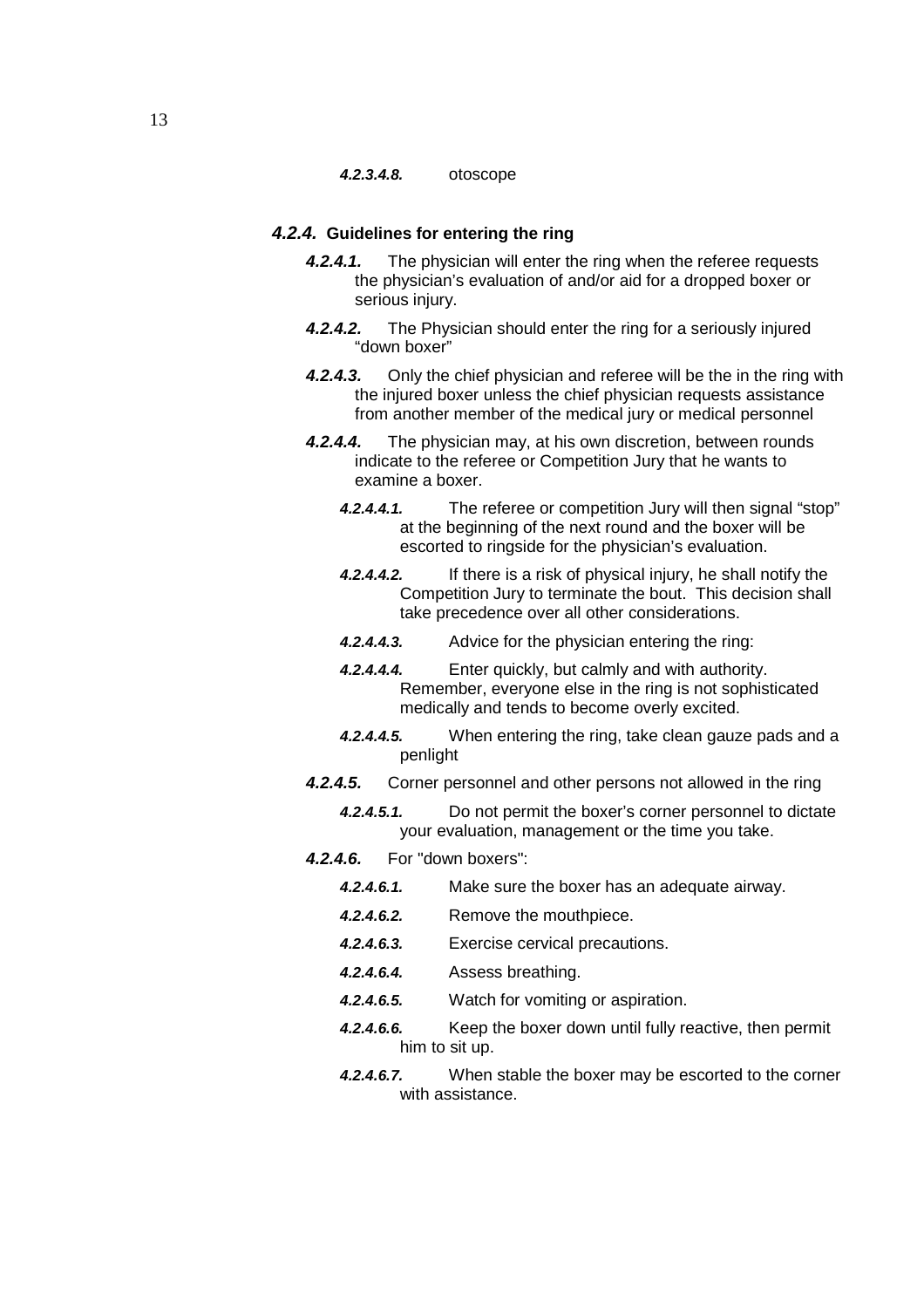***4.2.3.4.8.*** otoscope

### ***4.2.4.*** **Guidelines for entering the ring**

***4.2.4.1.*** The physician will enter the ring when the referee requests the physician's evaluation of and/or aid for a dropped boxer or serious injury.

***4.2.4.2.*** The Physician should enter the ring for a seriously injured "down boxer"

***4.2.4.3.*** Only the chief physician and referee will be the in the ring with the injured boxer unless the chief physician requests assistance from another member of the medical jury or medical personnel

***4.2.4.4.*** The physician may, at his own discretion, between rounds indicate to the referee or Competition Jury that he wants to examine a boxer.

***4.2.4.4.1.*** The referee or competition Jury will then signal "stop" at the beginning of the next round and the boxer will be escorted to ringside for the physician's evaluation.

***4.2.4.4.2.*** If there is a risk of physical injury, he shall notify the Competition Jury to terminate the bout. This decision shall take precedence over all other considerations.

***4.2.4.4.3.*** Advice for the physician entering the ring:

***4.2.4.4.4.*** Enter quickly, but calmly and with authority. Remember, everyone else in the ring is not sophisticated medically and tends to become overly excited.

***4.2.4.4.5.*** When entering the ring, take clean gauze pads and a penlight

***4.2.4.5.*** Corner personnel and other persons not allowed in the ring

***4.2.4.5.1.*** Do not permit the boxer's corner personnel to dictate your evaluation, management or the time you take.

***4.2.4.6.*** For "down boxers":

***4.2.4.6.1.*** Make sure the boxer has an adequate airway.

***4.2.4.6.2.*** Remove the mouthpiece.

***4.2.4.6.3.*** Exercise cervical precautions.

***4.2.4.6.4.*** Assess breathing.

***4.2.4.6.5.*** Watch for vomiting or aspiration.

***4.2.4.6.6.*** Keep the boxer down until fully reactive, then permit him to sit up.

***4.2.4.6.7.*** When stable the boxer may be escorted to the corner with assistance.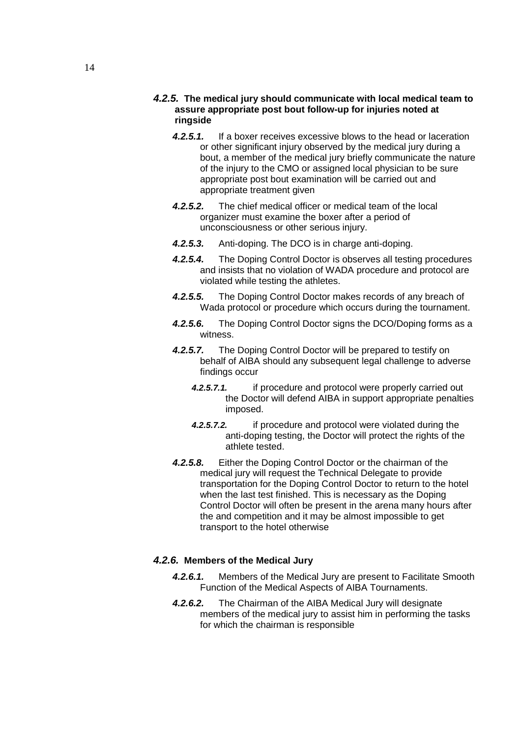### ***4.2.5.*** **The medical jury should communicate with local medical team to assure appropriate post bout follow-up for injuries noted at ringside**

***4.2.5.1.*** If a boxer receives excessive blows to the head or laceration or other significant injury observed by the medical jury during a bout, a member of the medical jury briefly communicate the nature of the injury to the CMO or assigned local physician to be sure appropriate post bout examination will be carried out and appropriate treatment given

***4.2.5.2.*** The chief medical officer or medical team of the local organizer must examine the boxer after a period of unconsciousness or other serious injury.

***4.2.5.3.*** Anti-doping. The DCO is in charge anti-doping.

***4.2.5.4.*** The Doping Control Doctor is observes all testing procedures and insists that no violation of WADA procedure and protocol are violated while testing the athletes.

***4.2.5.5.*** The Doping Control Doctor makes records of any breach of Wada protocol or procedure which occurs during the tournament.

***4.2.5.6.*** The Doping Control Doctor signs the DCO/Doping forms as a witness.

***4.2.5.7.*** The Doping Control Doctor will be prepared to testify on behalf of AIBA should any subsequent legal challenge to adverse findings occur

***4.2.5.7.1.*** if procedure and protocol were properly carried out the Doctor will defend AIBA in support appropriate penalties imposed.

***4.2.5.7.2.*** if procedure and protocol were violated during the anti-doping testing, the Doctor will protect the rights of the athlete tested.

***4.2.5.8.*** Either the Doping Control Doctor or the chairman of the medical jury will request the Technical Delegate to provide transportation for the Doping Control Doctor to return to the hotel when the last test finished. This is necessary as the Doping Control Doctor will often be present in the arena many hours after the and competition and it may be almost impossible to get transport to the hotel otherwise

### ***4.2.6.*** **Members of the Medical Jury**

***4.2.6.1.*** Members of the Medical Jury are present to Facilitate Smooth Function of the Medical Aspects of AIBA Tournaments.

***4.2.6.2.*** The Chairman of the AIBA Medical Jury will designate members of the medical jury to assist him in performing the tasks for which the chairman is responsible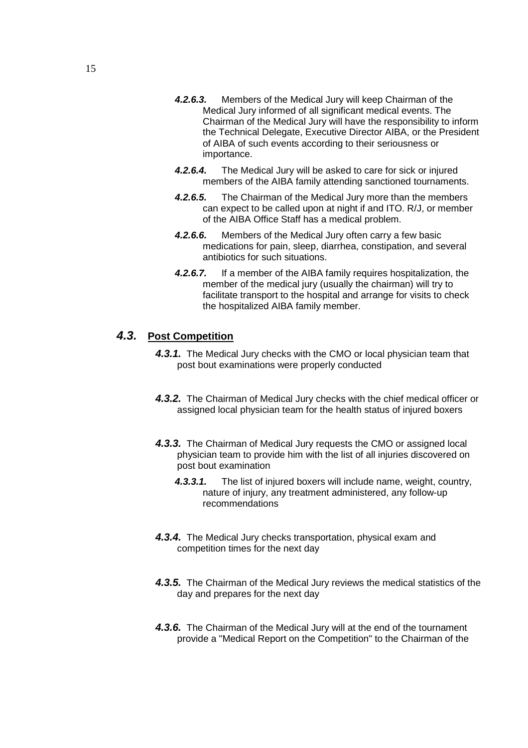**_4.2.6.3._** Members of the Medical Jury will keep Chairman of the Medical Jury informed of all significant medical events. The Chairman of the Medical Jury will have the responsibility to inform the Technical Delegate, Executive Director AIBA, or the President of AIBA of such events according to their seriousness or importance.

**_4.2.6.4._** The Medical Jury will be asked to care for sick or injured members of the AIBA family attending sanctioned tournaments.

**_4.2.6.5._** The Chairman of the Medical Jury more than the members can expect to be called upon at night if and ITO. R/J, or member of the AIBA Office Staff has a medical problem.

**_4.2.6.6._** Members of the Medical Jury often carry a few basic medications for pain, sleep, diarrhea, constipation, and several antibiotics for such situations.

**_4.2.6.7._** If a member of the AIBA family requires hospitalization, the member of the medical jury (usually the chairman) will try to facilitate transport to the hospital and arrange for visits to check the hospitalized AIBA family member.

## _4.3._ Post Competition

**_4.3.1._** The Medical Jury checks with the CMO or local physician team that post bout examinations were properly conducted

**_4.3.2._** The Chairman of Medical Jury checks with the chief medical officer or assigned local physician team for the health status of injured boxers

**_4.3.3._** The Chairman of Medical Jury requests the CMO or assigned local physician team to provide him with the list of all injuries discovered on post bout examination

**_4.3.3.1._** The list of injured boxers will include name, weight, country, nature of injury, any treatment administered, any follow-up recommendations

**_4.3.4._** The Medical Jury checks transportation, physical exam and competition times for the next day

**_4.3.5._** The Chairman of the Medical Jury reviews the medical statistics of the day and prepares for the next day

**_4.3.6._** The Chairman of the Medical Jury will at the end of the tournament provide a "Medical Report on the Competition" to the Chairman of the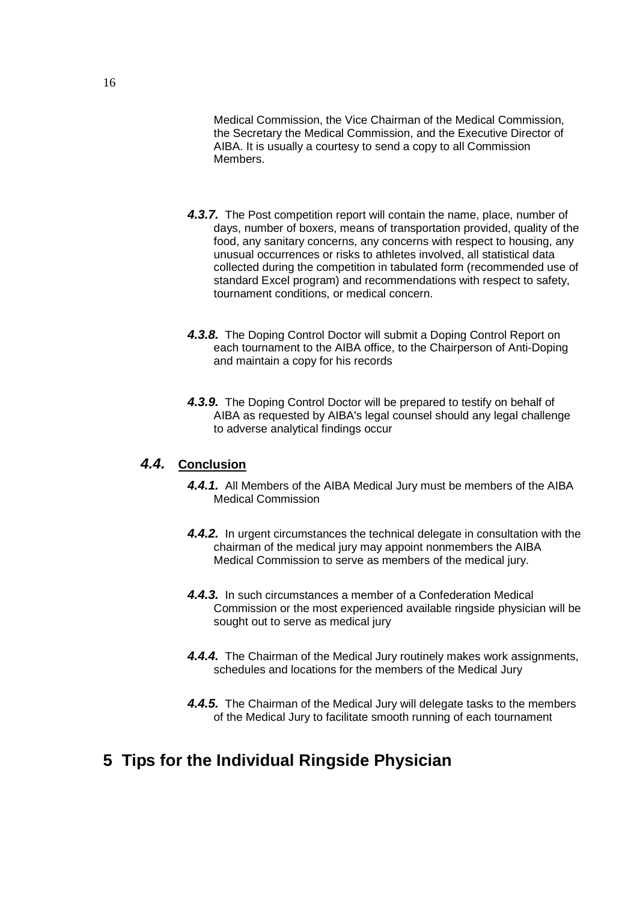Medical Commission, the Vice Chairman of the Medical Commission, the Secretary the Medical Commission, and the Executive Director of AIBA. It is usually a courtesy to send a copy to all Commission Members.

***4.3.7.*** The Post competition report will contain the name, place, number of days, number of boxers, means of transportation provided, quality of the food, any sanitary concerns, any concerns with respect to housing, any unusual occurrences or risks to athletes involved, all statistical data collected during the competition in tabulated form (recommended use of standard Excel program) and recommendations with respect to safety, tournament conditions, or medical concern.

***4.3.8.*** The Doping Control Doctor will submit a Doping Control Report on each tournament to the AIBA office, to the Chairperson of Anti-Doping and maintain a copy for his records

***4.3.9.*** The Doping Control Doctor will be prepared to testify on behalf of AIBA as requested by AIBA's legal counsel should any legal challenge to adverse analytical findings occur

### *4.4.* Conclusion

***4.4.1.*** All Members of the AIBA Medical Jury must be members of the AIBA Medical Commission

***4.4.2.*** In urgent circumstances the technical delegate in consultation with the chairman of the medical jury may appoint nonmembers the AIBA Medical Commission to serve as members of the medical jury.

***4.4.3.*** In such circumstances a member of a Confederation Medical Commission or the most experienced available ringside physician will be sought out to serve as medical jury

***4.4.4.*** The Chairman of the Medical Jury routinely makes work assignments, schedules and locations for the members of the Medical Jury

***4.4.5.*** The Chairman of the Medical Jury will delegate tasks to the members of the Medical Jury to facilitate smooth running of each tournament

# 5 Tips for the Individual Ringside Physician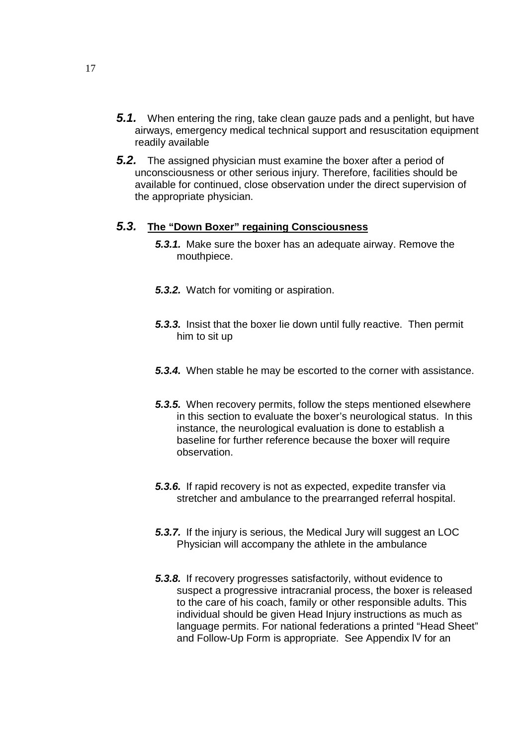**5.1.** When entering the ring, take clean gauze pads and a penlight, but have airways, emergency medical technical support and resuscitation equipment readily available

**5.2.** The assigned physician must examine the boxer after a period of unconsciousness or other serious injury. Therefore, facilities should be available for continued, close observation under the direct supervision of the appropriate physician.

### 5.3. The "Down Boxer" regaining Consciousness

**5.3.1.** Make sure the boxer has an adequate airway. Remove the mouthpiece.

**5.3.2.** Watch for vomiting or aspiration.

**5.3.3.** Insist that the boxer lie down until fully reactive. Then permit him to sit up

**5.3.4.** When stable he may be escorted to the corner with assistance.

**5.3.5.** When recovery permits, follow the steps mentioned elsewhere in this section to evaluate the boxer's neurological status. In this instance, the neurological evaluation is done to establish a baseline for further reference because the boxer will require observation.

**5.3.6.** If rapid recovery is not as expected, expedite transfer via stretcher and ambulance to the prearranged referral hospital.

**5.3.7.** If the injury is serious, the Medical Jury will suggest an LOC Physician will accompany the athlete in the ambulance

**5.3.8.** If recovery progresses satisfactorily, without evidence to suspect a progressive intracranial process, the boxer is released to the care of his coach, family or other responsible adults. This individual should be given Head Injury instructions as much as language permits. For national federations a printed "Head Sheet" and Follow-Up Form is appropriate. See Appendix IV for an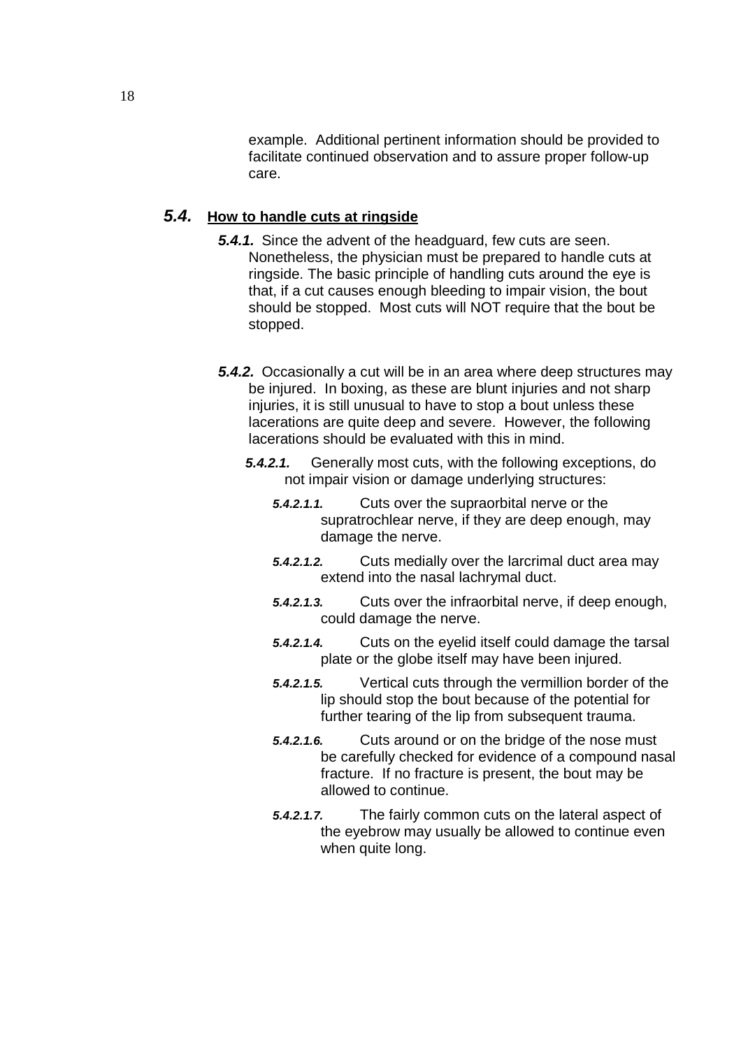example. Additional pertinent information should be provided to facilitate continued observation and to assure proper follow-up care.

## *5.4.* How to handle cuts at ringside

***5.4.1.*** Since the advent of the headguard, few cuts are seen. Nonetheless, the physician must be prepared to handle cuts at ringside. The basic principle of handling cuts around the eye is that, if a cut causes enough bleeding to impair vision, the bout should be stopped. Most cuts will NOT require that the bout be stopped.

***5.4.2.*** Occasionally a cut will be in an area where deep structures may be injured. In boxing, as these are blunt injuries and not sharp injuries, it is still unusual to have to stop a bout unless these lacerations are quite deep and severe. However, the following lacerations should be evaluated with this in mind.

***5.4.2.1.*** Generally most cuts, with the following exceptions, do not impair vision or damage underlying structures:

***5.4.2.1.1.*** Cuts over the supraorbital nerve or the supratrochlear nerve, if they are deep enough, may damage the nerve.

***5.4.2.1.2.*** Cuts medially over the larcrimal duct area may extend into the nasal lachrymal duct.

***5.4.2.1.3.*** Cuts over the infraorbital nerve, if deep enough, could damage the nerve.

***5.4.2.1.4.*** Cuts on the eyelid itself could damage the tarsal plate or the globe itself may have been injured.

***5.4.2.1.5.*** Vertical cuts through the vermillion border of the lip should stop the bout because of the potential for further tearing of the lip from subsequent trauma.

***5.4.2.1.6.*** Cuts around or on the bridge of the nose must be carefully checked for evidence of a compound nasal fracture. If no fracture is present, the bout may be allowed to continue.

***5.4.2.1.7.*** The fairly common cuts on the lateral aspect of the eyebrow may usually be allowed to continue even when quite long.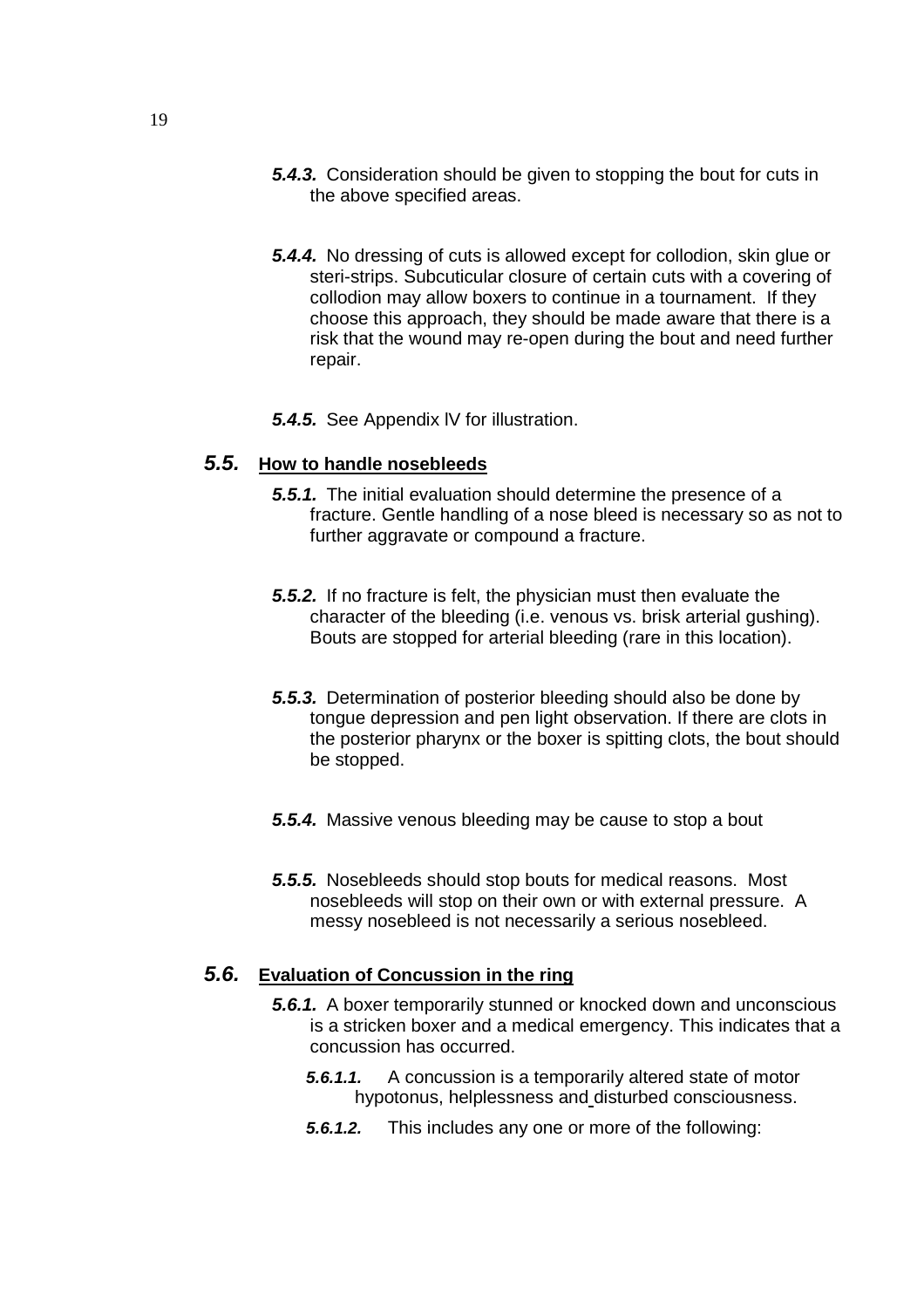**_5.4.3._** Consideration should be given to stopping the bout for cuts in the above specified areas.

**_5.4.4._** No dressing of cuts is allowed except for collodion, skin glue or steri-strips. Subcuticular closure of certain cuts with a covering of collodion may allow boxers to continue in a tournament. If they choose this approach, they should be made aware that there is a risk that the wound may re-open during the bout and need further repair.

**_5.4.5._** See Appendix lV for illustration.

## _5.5._ How to handle nosebleeds

**_5.5.1._** The initial evaluation should determine the presence of a fracture. Gentle handling of a nose bleed is necessary so as not to further aggravate or compound a fracture.

**_5.5.2._** If no fracture is felt, the physician must then evaluate the character of the bleeding (i.e. venous vs. brisk arterial gushing). Bouts are stopped for arterial bleeding (rare in this location).

**_5.5.3._** Determination of posterior bleeding should also be done by tongue depression and pen light observation. If there are clots in the posterior pharynx or the boxer is spitting clots, the bout should be stopped.

**_5.5.4._** Massive venous bleeding may be cause to stop a bout

**_5.5.5._** Nosebleeds should stop bouts for medical reasons. Most nosebleeds will stop on their own or with external pressure. A messy nosebleed is not necessarily a serious nosebleed.

## _5.6._ Evaluation of Concussion in the ring

**_5.6.1._** A boxer temporarily stunned or knocked down and unconscious is a stricken boxer and a medical emergency. This indicates that a concussion has occurred.

**_5.6.1.1._** A concussion is a temporarily altered state of motor hypotonus, helplessness and disturbed consciousness.

**_5.6.1.2._** This includes any one or more of the following: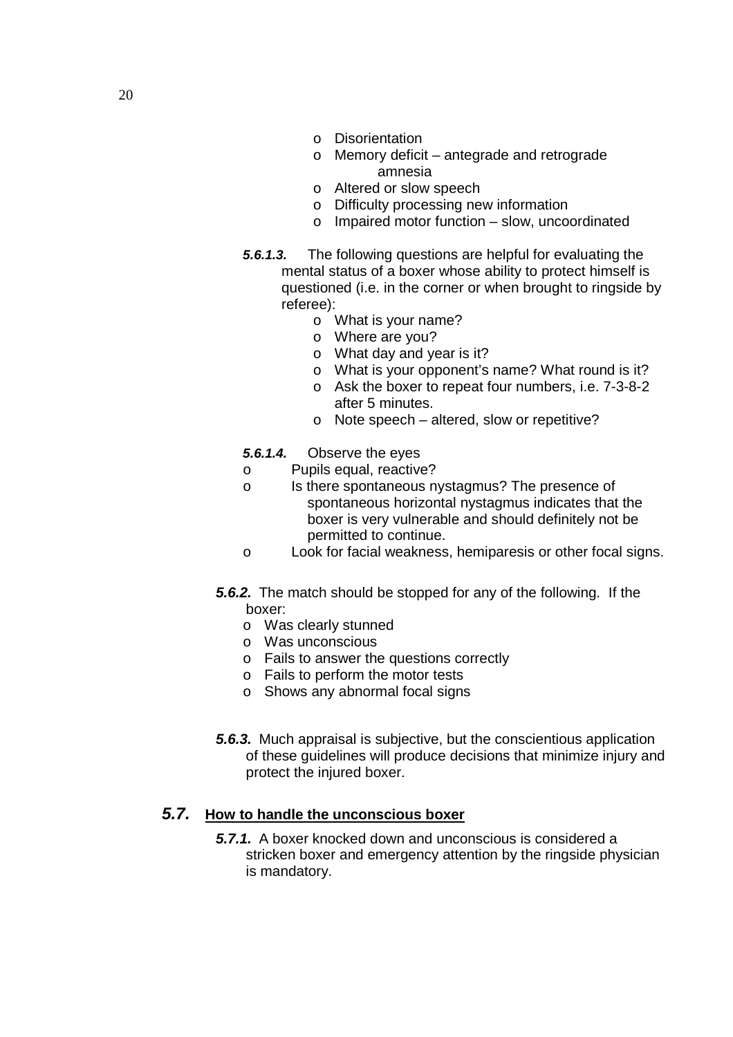- Disorientation
- Memory deficit – antegrade and retrograde amnesia
- Altered or slow speech
- Difficulty processing new information
- Impaired motor function – slow, uncoordinated

***5.6.1.3.*** The following questions are helpful for evaluating the mental status of a boxer whose ability to protect himself is questioned (i.e. in the corner or when brought to ringside by referee):

- What is your name?
- Where are you?
- What day and year is it?
- What is your opponent's name? What round is it?
- Ask the boxer to repeat four numbers, i.e. 7-3-8-2 after 5 minutes.
- Note speech – altered, slow or repetitive?

***5.6.1.4.*** Observe the eyes

- Pupils equal, reactive?
- Is there spontaneous nystagmus? The presence of spontaneous horizontal nystagmus indicates that the boxer is very vulnerable and should definitely not be permitted to continue.
- Look for facial weakness, hemiparesis or other focal signs.

***5.6.2.*** The match should be stopped for any of the following. If the boxer:

- Was clearly stunned
- Was unconscious
- Fails to answer the questions correctly
- Fails to perform the motor tests
- Shows any abnormal focal signs

***5.6.3.*** Much appraisal is subjective, but the conscientious application of these guidelines will produce decisions that minimize injury and protect the injured boxer.

## ***5.7.*** How to handle the unconscious boxer

***5.7.1.*** A boxer knocked down and unconscious is considered a stricken boxer and emergency attention by the ringside physician is mandatory.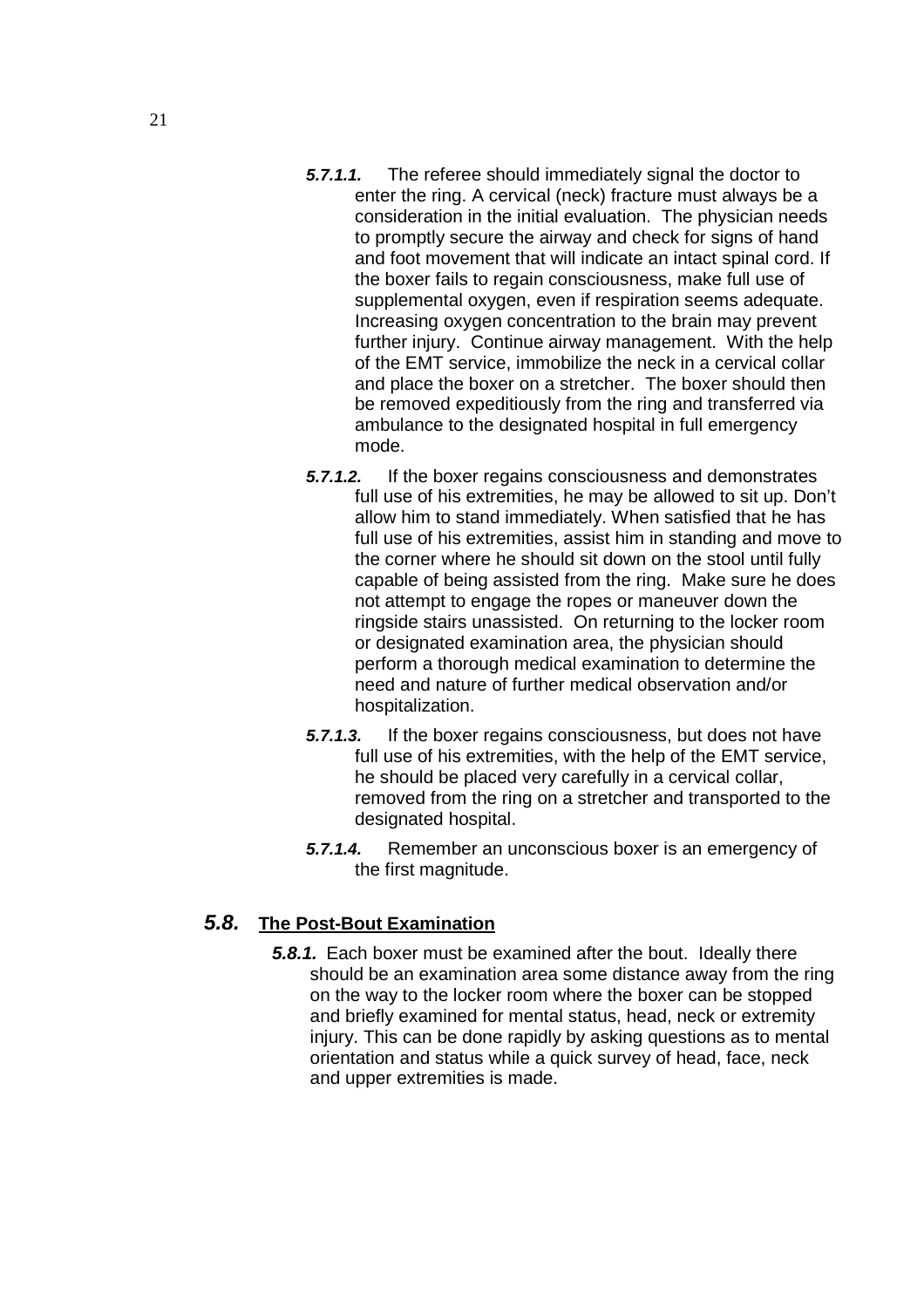**5.7.1.1.** The referee should immediately signal the doctor to enter the ring. A cervical (neck) fracture must always be a consideration in the initial evaluation. The physician needs to promptly secure the airway and check for signs of hand and foot movement that will indicate an intact spinal cord. If the boxer fails to regain consciousness, make full use of supplemental oxygen, even if respiration seems adequate. Increasing oxygen concentration to the brain may prevent further injury. Continue airway management. With the help of the EMT service, immobilize the neck in a cervical collar and place the boxer on a stretcher. The boxer should then be removed expeditiously from the ring and transferred via ambulance to the designated hospital in full emergency mode.

**5.7.1.2.** If the boxer regains consciousness and demonstrates full use of his extremities, he may be allowed to sit up. Don't allow him to stand immediately. When satisfied that he has full use of his extremities, assist him in standing and move to the corner where he should sit down on the stool until fully capable of being assisted from the ring. Make sure he does not attempt to engage the ropes or maneuver down the ringside stairs unassisted. On returning to the locker room or designated examination area, the physician should perform a thorough medical examination to determine the need and nature of further medical observation and/or hospitalization.

**5.7.1.3.** If the boxer regains consciousness, but does not have full use of his extremities, with the help of the EMT service, he should be placed very carefully in a cervical collar, removed from the ring on a stretcher and transported to the designated hospital.

**5.7.1.4.** Remember an unconscious boxer is an emergency of the first magnitude.

## 5.8. The Post-Bout Examination

**5.8.1.** Each boxer must be examined after the bout. Ideally there should be an examination area some distance away from the ring on the way to the locker room where the boxer can be stopped and briefly examined for mental status, head, neck or extremity injury. This can be done rapidly by asking questions as to mental orientation and status while a quick survey of head, face, neck and upper extremities is made.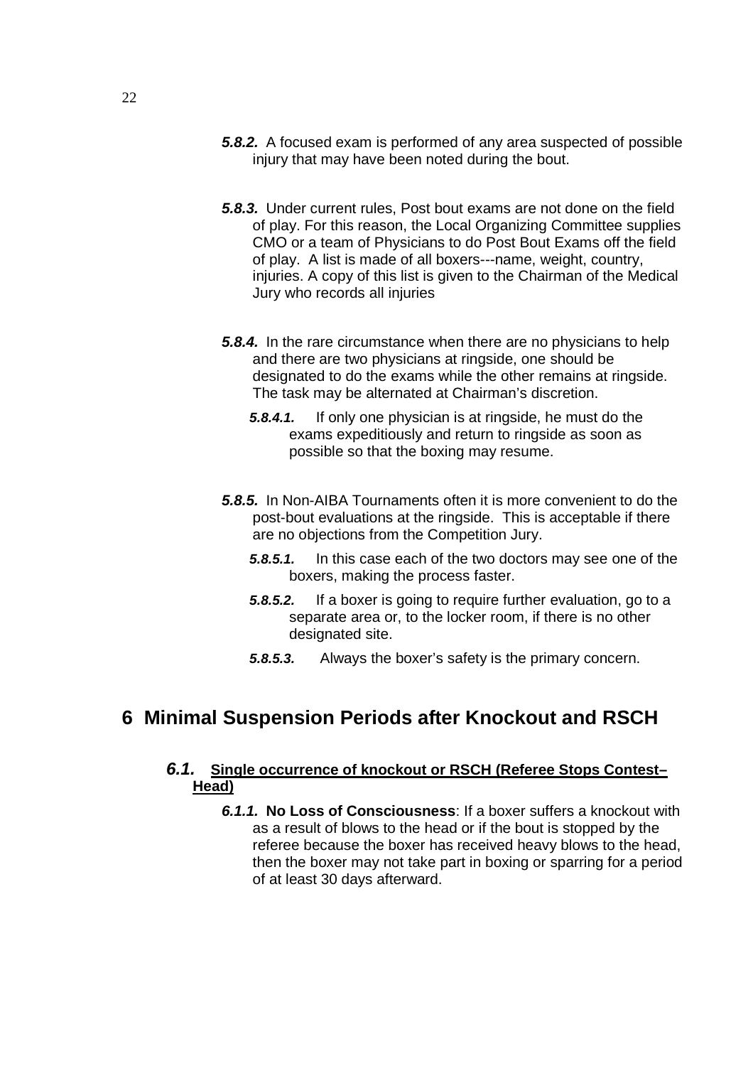***5.8.2.*** A focused exam is performed of any area suspected of possible injury that may have been noted during the bout.

***5.8.3.*** Under current rules, Post bout exams are not done on the field of play. For this reason, the Local Organizing Committee supplies CMO or a team of Physicians to do Post Bout Exams off the field of play. A list is made of all boxers---name, weight, country, injuries. A copy of this list is given to the Chairman of the Medical Jury who records all injuries

***5.8.4.*** In the rare circumstance when there are no physicians to help and there are two physicians at ringside, one should be designated to do the exams while the other remains at ringside. The task may be alternated at Chairman's discretion.

***5.8.4.1.*** If only one physician is at ringside, he must do the exams expeditiously and return to ringside as soon as possible so that the boxing may resume.

***5.8.5.*** In Non-AIBA Tournaments often it is more convenient to do the post-bout evaluations at the ringside. This is acceptable if there are no objections from the Competition Jury.

***5.8.5.1.*** In this case each of the two doctors may see one of the boxers, making the process faster.

***5.8.5.2.*** If a boxer is going to require further evaluation, go to a separate area or, to the locker room, if there is no other designated site.

***5.8.5.3.*** Always the boxer's safety is the primary concern.

# 6 Minimal Suspension Periods after Knockout and RSCH

## *6.1.* <u>Single occurrence of knockout or RSCH (Referee Stops Contest– Head)</u>

***6.1.1.*** **No Loss of Consciousness**: If a boxer suffers a knockout with as a result of blows to the head or if the bout is stopped by the referee because the boxer has received heavy blows to the head, then the boxer may not take part in boxing or sparring for a period of at least 30 days afterward.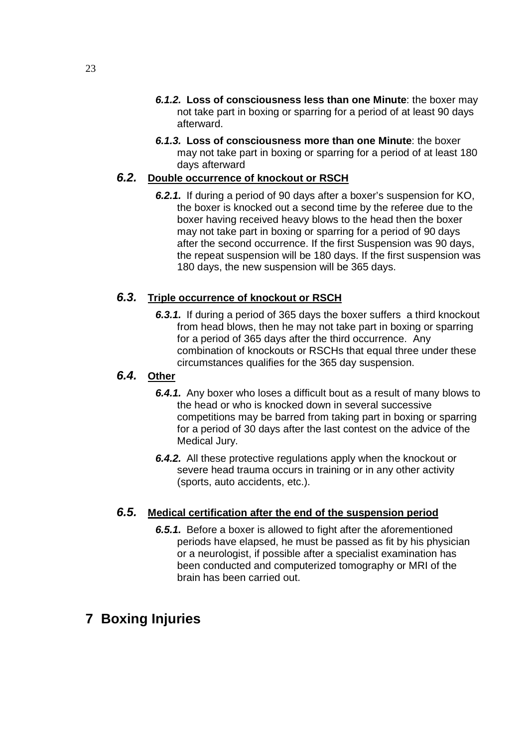**6.1.2. Loss of consciousness less than one Minute**: the boxer may not take part in boxing or sparring for a period of at least 90 days afterward.

**6.1.3. Loss of consciousness more than one Minute**: the boxer may not take part in boxing or sparring for a period of at least 180 days afterward

### 6.2. Double occurrence of knockout or RSCH

***6.2.1.*** If during a period of 90 days after a boxer's suspension for KO, the boxer is knocked out a second time by the referee due to the boxer having received heavy blows to the head then the boxer may not take part in boxing or sparring for a period of 90 days after the second occurrence. If the first Suspension was 90 days, the repeat suspension will be 180 days. If the first suspension was 180 days, the new suspension will be 365 days.

### 6.3. Triple occurrence of knockout or RSCH

***6.3.1.*** If during a period of 365 days the boxer suffers a third knockout from head blows, then he may not take part in boxing or sparring for a period of 365 days after the third occurrence. Any combination of knockouts or RSCHs that equal three under these circumstances qualifies for the 365 day suspension.

### 6.4. Other

***6.4.1.*** Any boxer who loses a difficult bout as a result of many blows to the head or who is knocked down in several successive competitions may be barred from taking part in boxing or sparring for a period of 30 days after the last contest on the advice of the Medical Jury.

***6.4.2.*** All these protective regulations apply when the knockout or severe head trauma occurs in training or in any other activity (sports, auto accidents, etc.).

### 6.5. Medical certification after the end of the suspension period

***6.5.1.*** Before a boxer is allowed to fight after the aforementioned periods have elapsed, he must be passed as fit by his physician or a neurologist, if possible after a specialist examination has been conducted and computerized tomography or MRI of the brain has been carried out.

# 7 Boxing Injuries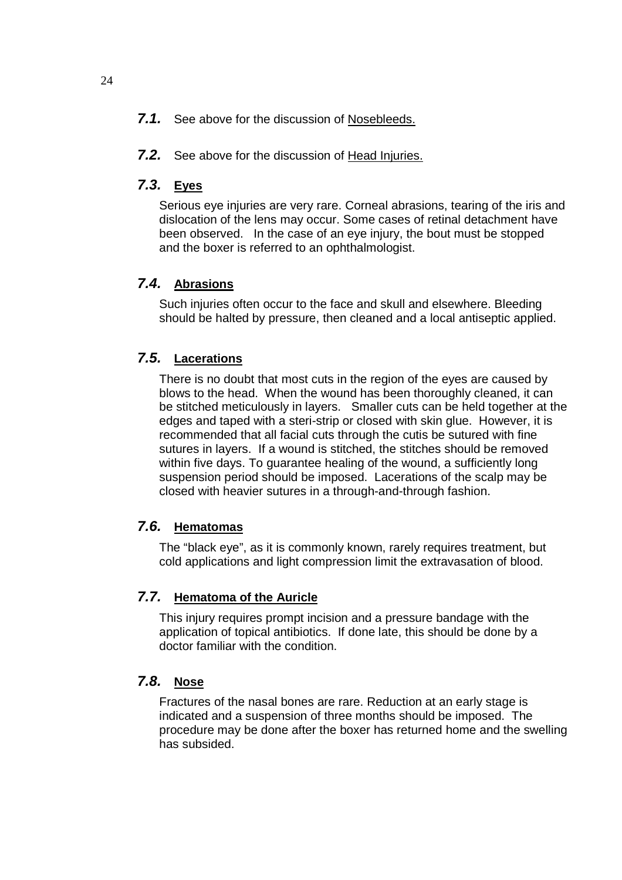**7.1.** See above for the discussion of Nosebleeds.

**7.2.** See above for the discussion of Head Injuries.

### 7.3. Eyes

Serious eye injuries are very rare. Corneal abrasions, tearing of the iris and dislocation of the lens may occur. Some cases of retinal detachment have been observed. In the case of an eye injury, the bout must be stopped and the boxer is referred to an ophthalmologist.

### 7.4. Abrasions

Such injuries often occur to the face and skull and elsewhere. Bleeding should be halted by pressure, then cleaned and a local antiseptic applied.

### 7.5. Lacerations

There is no doubt that most cuts in the region of the eyes are caused by blows to the head. When the wound has been thoroughly cleaned, it can be stitched meticulously in layers. Smaller cuts can be held together at the edges and taped with a steri-strip or closed with skin glue. However, it is recommended that all facial cuts through the cutis be sutured with fine sutures in layers. If a wound is stitched, the stitches should be removed within five days. To guarantee healing of the wound, a sufficiently long suspension period should be imposed. Lacerations of the scalp may be closed with heavier sutures in a through-and-through fashion.

### 7.6. Hematomas

The "black eye", as it is commonly known, rarely requires treatment, but cold applications and light compression limit the extravasation of blood.

### 7.7. Hematoma of the Auricle

This injury requires prompt incision and a pressure bandage with the application of topical antibiotics. If done late, this should be done by a doctor familiar with the condition.

### 7.8. Nose

Fractures of the nasal bones are rare. Reduction at an early stage is indicated and a suspension of three months should be imposed. The procedure may be done after the boxer has returned home and the swelling has subsided.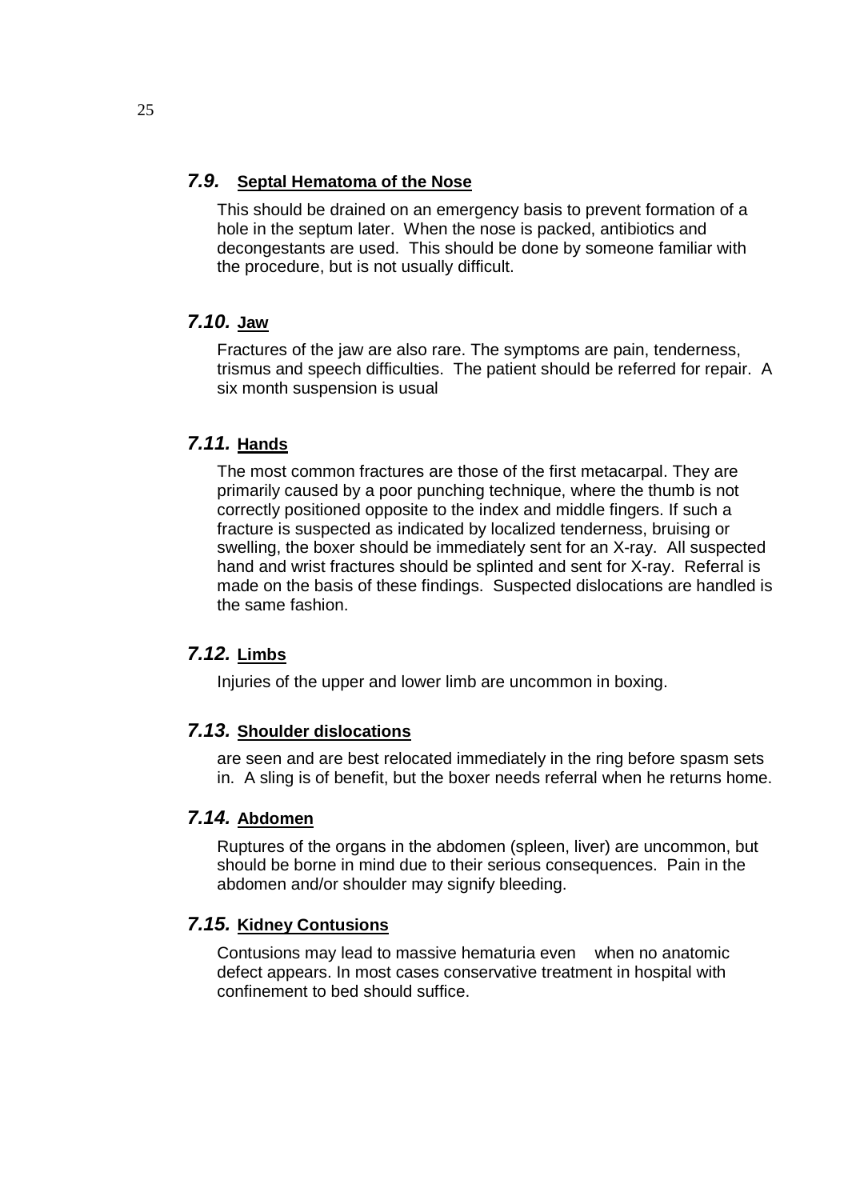### *7.9.* Septal Hematoma of the Nose

This should be drained on an emergency basis to prevent formation of a hole in the septum later. When the nose is packed, antibiotics and decongestants are used. This should be done by someone familiar with the procedure, but is not usually difficult.

### *7.10.* Jaw

Fractures of the jaw are also rare. The symptoms are pain, tenderness, trismus and speech difficulties. The patient should be referred for repair. A six month suspension is usual

### *7.11.* Hands

The most common fractures are those of the first metacarpal. They are primarily caused by a poor punching technique, where the thumb is not correctly positioned opposite to the index and middle fingers. If such a fracture is suspected as indicated by localized tenderness, bruising or swelling, the boxer should be immediately sent for an X-ray. All suspected hand and wrist fractures should be splinted and sent for X-ray. Referral is made on the basis of these findings. Suspected dislocations are handled is the same fashion.

### *7.12.* Limbs

Injuries of the upper and lower limb are uncommon in boxing.

### *7.13.* Shoulder dislocations

are seen and are best relocated immediately in the ring before spasm sets in. A sling is of benefit, but the boxer needs referral when he returns home.

### *7.14.* Abdomen

Ruptures of the organs in the abdomen (spleen, liver) are uncommon, but should be borne in mind due to their serious consequences. Pain in the abdomen and/or shoulder may signify bleeding.

### *7.15.* Kidney Contusions

Contusions may lead to massive hematuria even when no anatomic defect appears. In most cases conservative treatment in hospital with confinement to bed should suffice.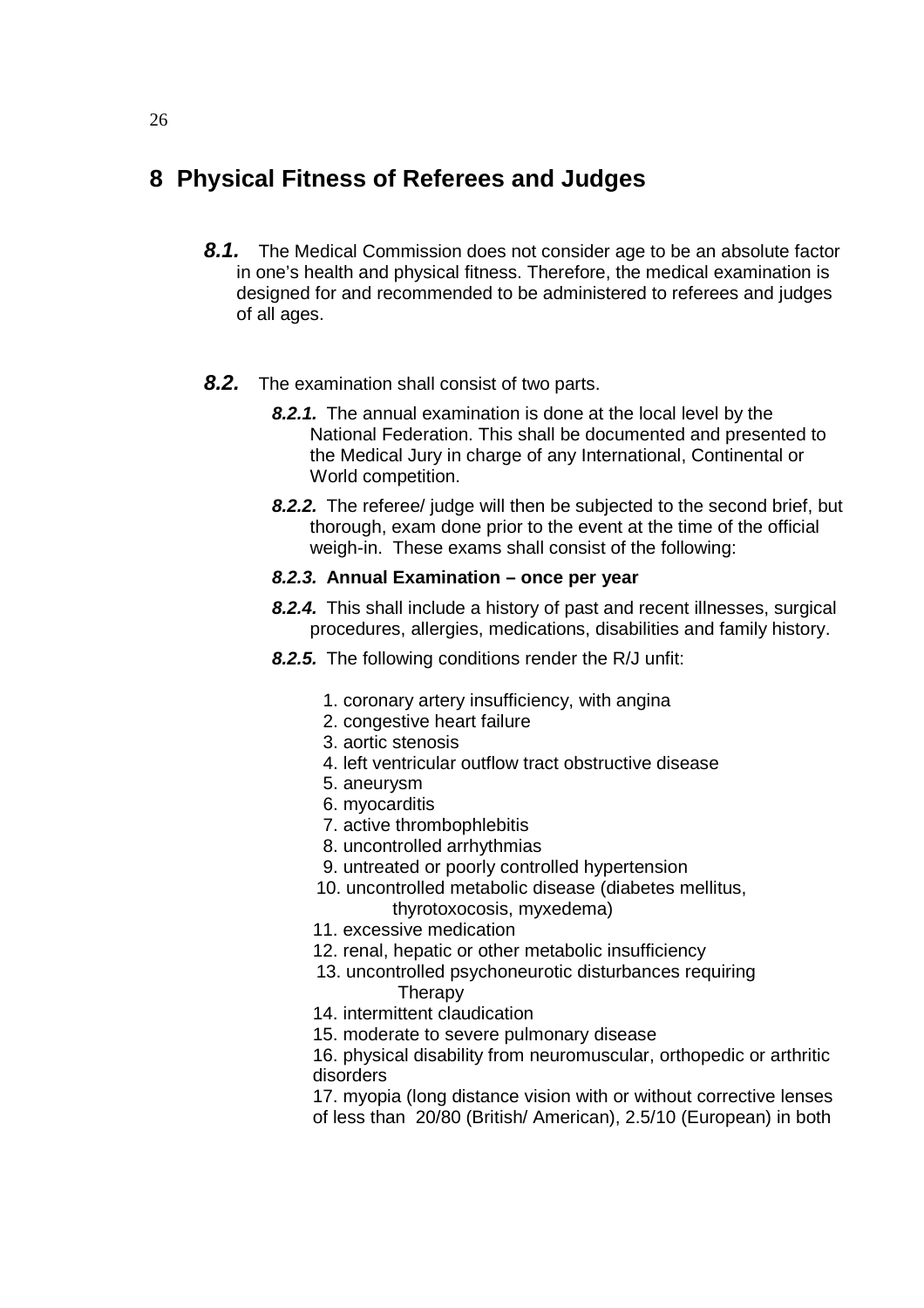# 8 Physical Fitness of Referees and Judges

***8.1.*** The Medical Commission does not consider age to be an absolute factor in one's health and physical fitness. Therefore, the medical examination is designed for and recommended to be administered to referees and judges of all ages.

***8.2.*** The examination shall consist of two parts.

***8.2.1.*** The annual examination is done at the local level by the National Federation. This shall be documented and presented to the Medical Jury in charge of any International, Continental or World competition.

***8.2.2.*** The referee/ judge will then be subjected to the second brief, but thorough, exam done prior to the event at the time of the official weigh-in. These exams shall consist of the following:

***8.2.3.*** **Annual Examination – once per year**

***8.2.4.*** This shall include a history of past and recent illnesses, surgical procedures, allergies, medications, disabilities and family history.

***8.2.5.*** The following conditions render the R/J unfit:

1. coronary artery insufficiency, with angina
2. congestive heart failure
3. aortic stenosis
4. left ventricular outflow tract obstructive disease
5. aneurysm
6. myocarditis
7. active thrombophlebitis
8. uncontrolled arrhythmias
9. untreated or poorly controlled hypertension
10. uncontrolled metabolic disease (diabetes mellitus, thyrotoxocosis, myxedema)
11. excessive medication
12. renal, hepatic or other metabolic insufficiency
13. uncontrolled psychoneurotic disturbances requiring Therapy
14. intermittent claudication
15. moderate to severe pulmonary disease
16. physical disability from neuromuscular, orthopedic or arthritic disorders
17. myopia (long distance vision with or without corrective lenses of less than 20/80 (British/ American), 2.5/10 (European) in both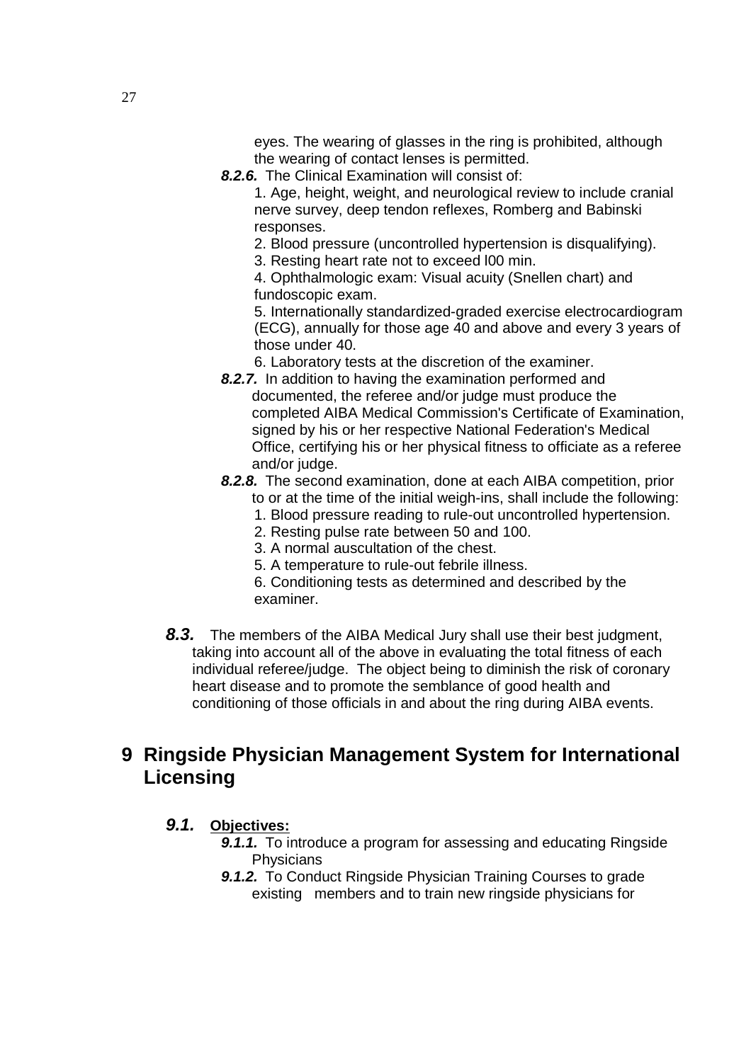eyes. The wearing of glasses in the ring is prohibited, although the wearing of contact lenses is permitted.

***8.2.6.*** The Clinical Examination will consist of:

1. Age, height, weight, and neurological review to include cranial nerve survey, deep tendon reflexes, Romberg and Babinski responses.
2. Blood pressure (uncontrolled hypertension is disqualifying).
3. Resting heart rate not to exceed l00 min.
4. Ophthalmologic exam: Visual acuity (Snellen chart) and fundoscopic exam.
5. Internationally standardized-graded exercise electrocardiogram (ECG), annually for those age 40 and above and every 3 years of those under 40.
6. Laboratory tests at the discretion of the examiner.

***8.2.7.*** In addition to having the examination performed and documented, the referee and/or judge must produce the completed AIBA Medical Commission's Certificate of Examination, signed by his or her respective National Federation's Medical Office, certifying his or her physical fitness to officiate as a referee and/or judge.

***8.2.8.*** The second examination, done at each AIBA competition, prior to or at the time of the initial weigh-ins, shall include the following:

1. Blood pressure reading to rule-out uncontrolled hypertension.
2. Resting pulse rate between 50 and 100.
3. A normal auscultation of the chest.

5. A temperature to rule-out febrile illness.
6. Conditioning tests as determined and described by the examiner.

***8.3.*** The members of the AIBA Medical Jury shall use their best judgment, taking into account all of the above in evaluating the total fitness of each individual referee/judge. The object being to diminish the risk of coronary heart disease and to promote the semblance of good health and conditioning of those officials in and about the ring during AIBA events.

# 9 Ringside Physician Management System for International Licensing

## *9.1.* Objectives:

***9.1.1.*** To introduce a program for assessing and educating Ringside Physicians

***9.1.2.*** To Conduct Ringside Physician Training Courses to grade existing members and to train new ringside physicians for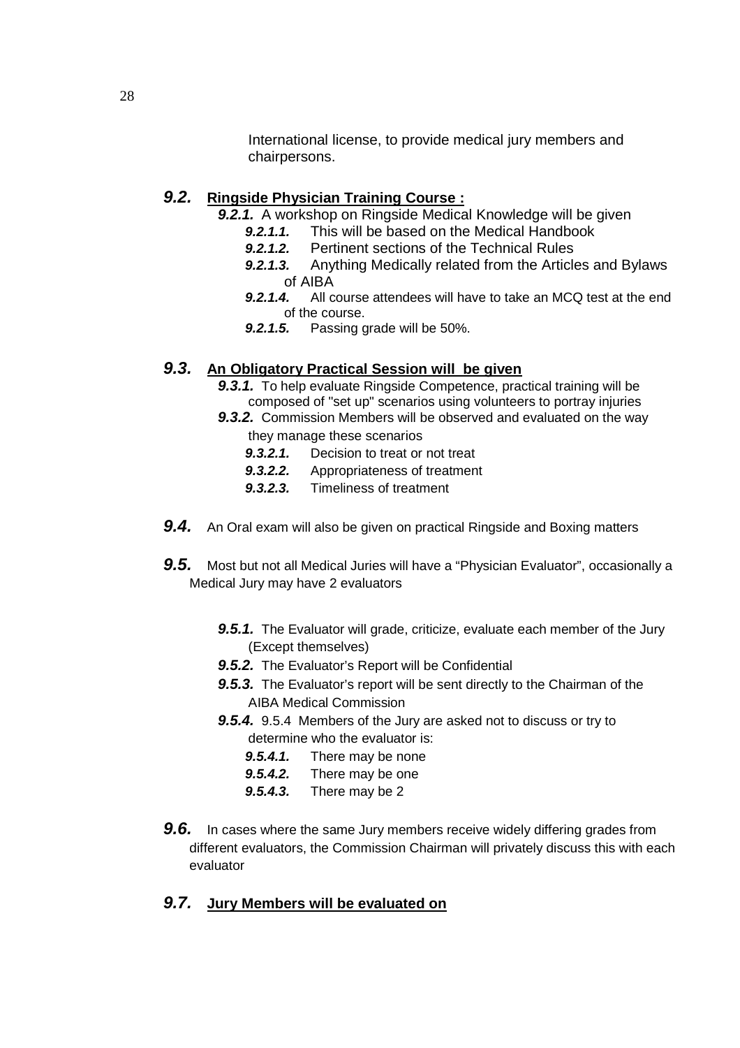International license, to provide medical jury members and chairpersons.

### ***9.2.*** **Ringside Physician Training Course :**

- ***9.2.1.*** A workshop on Ringside Medical Knowledge will be given
  - ***9.2.1.1.*** This will be based on the Medical Handbook
  - ***9.2.1.2.*** Pertinent sections of the Technical Rules
  - ***9.2.1.3.*** Anything Medically related from the Articles and Bylaws of AIBA
  - ***9.2.1.4.*** All course attendees will have to take an MCQ test at the end of the course.
  - ***9.2.1.5.*** Passing grade will be 50%.

### ***9.3.*** **An Obligatory Practical Session will be given**

- ***9.3.1.*** To help evaluate Ringside Competence, practical training will be composed of "set up" scenarios using volunteers to portray injuries
- ***9.3.2.*** Commission Members will be observed and evaluated on the way they manage these scenarios
  - ***9.3.2.1.*** Decision to treat or not treat
  - ***9.3.2.2.*** Appropriateness of treatment
  - ***9.3.2.3.*** Timeliness of treatment

***9.4.*** An Oral exam will also be given on practical Ringside and Boxing matters

***9.5.*** Most but not all Medical Juries will have a "Physician Evaluator", occasionally a Medical Jury may have 2 evaluators

- ***9.5.1.*** The Evaluator will grade, criticize, evaluate each member of the Jury (Except themselves)
- ***9.5.2.*** The Evaluator's Report will be Confidential
- ***9.5.3.*** The Evaluator's report will be sent directly to the Chairman of the AIBA Medical Commission
- ***9.5.4.*** 9.5.4 Members of the Jury are asked not to discuss or try to determine who the evaluator is:
  - ***9.5.4.1.*** There may be none
  - ***9.5.4.2.*** There may be one
  - ***9.5.4.3.*** There may be 2

***9.6.*** In cases where the same Jury members receive widely differing grades from different evaluators, the Commission Chairman will privately discuss this with each evaluator

### ***9.7.*** **Jury Members will be evaluated on**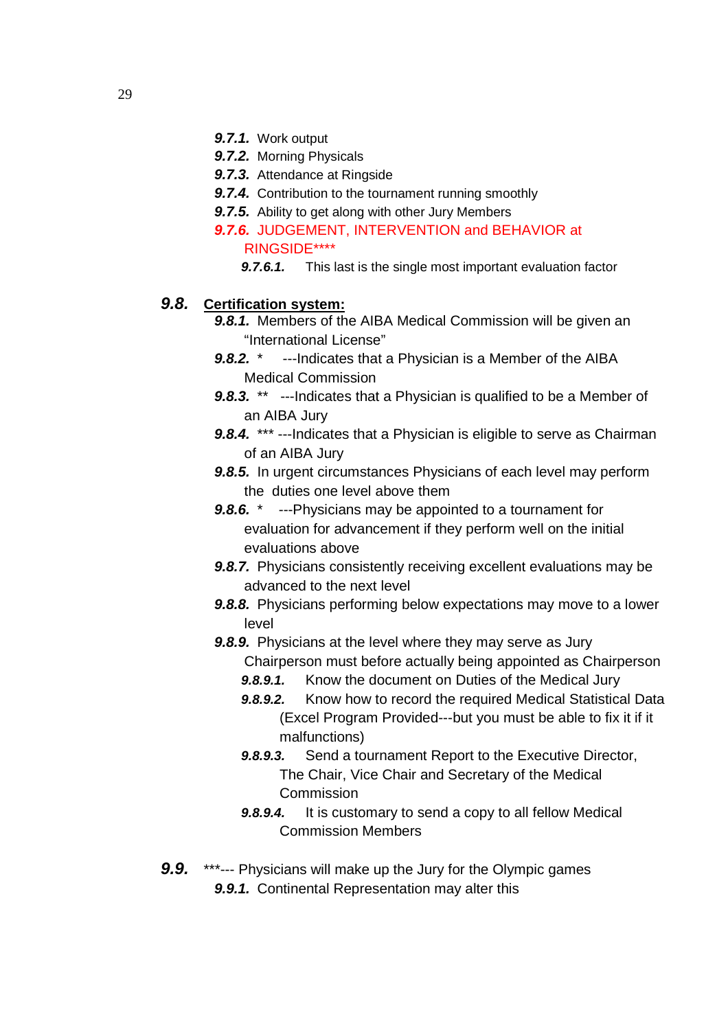- ***9.7.1.*** Work output
- ***9.7.2.*** Morning Physicals
- ***9.7.3.*** Attendance at Ringside
- ***9.7.4.*** Contribution to the tournament running smoothly
- ***9.7.5.*** Ability to get along with other Jury Members
- ***9.7.6.*** JUDGEMENT, INTERVENTION and BEHAVIOR at RINGSIDE****
  - ***9.7.6.1.*** This last is the single most important evaluation factor

***9.8.*** **Certification system:**

- ***9.8.1.*** Members of the AIBA Medical Commission will be given an "International License"
- ***9.8.2.*** * ---Indicates that a Physician is a Member of the AIBA Medical Commission
- ***9.8.3.*** ** ---Indicates that a Physician is qualified to be a Member of an AIBA Jury
- ***9.8.4.*** *** ---Indicates that a Physician is eligible to serve as Chairman of an AIBA Jury
- ***9.8.5.*** In urgent circumstances Physicians of each level may perform the duties one level above them
- ***9.8.6.*** * ---Physicians may be appointed to a tournament for evaluation for advancement if they perform well on the initial evaluations above
- ***9.8.7.*** Physicians consistently receiving excellent evaluations may be advanced to the next level
- ***9.8.8.*** Physicians performing below expectations may move to a lower level
- ***9.8.9.*** Physicians at the level where they may serve as Jury Chairperson must before actually being appointed as Chairperson
  - ***9.8.9.1.*** Know the document on Duties of the Medical Jury
  - ***9.8.9.2.*** Know how to record the required Medical Statistical Data (Excel Program Provided---but you must be able to fix it if it malfunctions)
  - ***9.8.9.3.*** Send a tournament Report to the Executive Director, The Chair, Vice Chair and Secretary of the Medical Commission
  - ***9.8.9.4.*** It is customary to send a copy to all fellow Medical Commission Members

***9.9.*** ***--- Physicians will make up the Jury for the Olympic games

- ***9.9.1.*** Continental Representation may alter this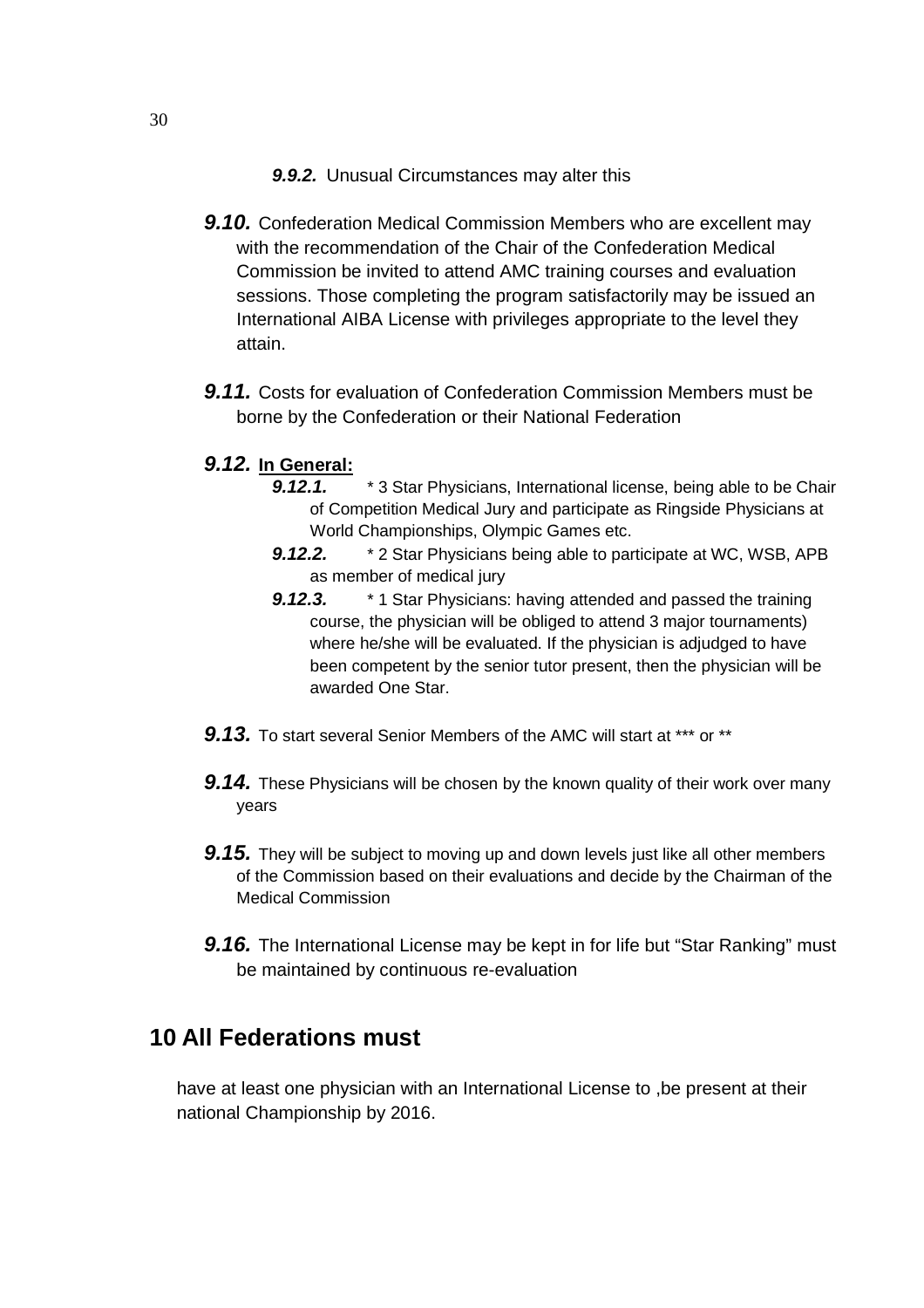**_9.9.2._** Unusual Circumstances may alter this

**_9.10._** Confederation Medical Commission Members who are excellent may with the recommendation of the Chair of the Confederation Medical Commission be invited to attend AMC training courses and evaluation sessions. Those completing the program satisfactorily may be issued an International AIBA License with privileges appropriate to the level they attain.

**_9.11._** Costs for evaluation of Confederation Commission Members must be borne by the Confederation or their National Federation

**_9.12._** **<u>In General:</u>**

- **_9.12.1._** * 3 Star Physicians, International license, being able to be Chair of Competition Medical Jury and participate as Ringside Physicians at World Championships, Olympic Games etc.
- **_9.12.2._** * 2 Star Physicians being able to participate at WC, WSB, APB as member of medical jury
- **_9.12.3._** * 1 Star Physicians: having attended and passed the training course, the physician will be obliged to attend 3 major tournaments) where he/she will be evaluated. If the physician is adjudged to have been competent by the senior tutor present, then the physician will be awarded One Star.

**_9.13._** To start several Senior Members of the AMC will start at *** or **

**_9.14._** These Physicians will be chosen by the known quality of their work over many years

**_9.15._** They will be subject to moving up and down levels just like all other members of the Commission based on their evaluations and decide by the Chairman of the Medical Commission

**_9.16._** The International License may be kept in for life but "Star Ranking" must be maintained by continuous re-evaluation

## 10 All Federations must

have at least one physician with an International License to ,be present at their national Championship by 2016.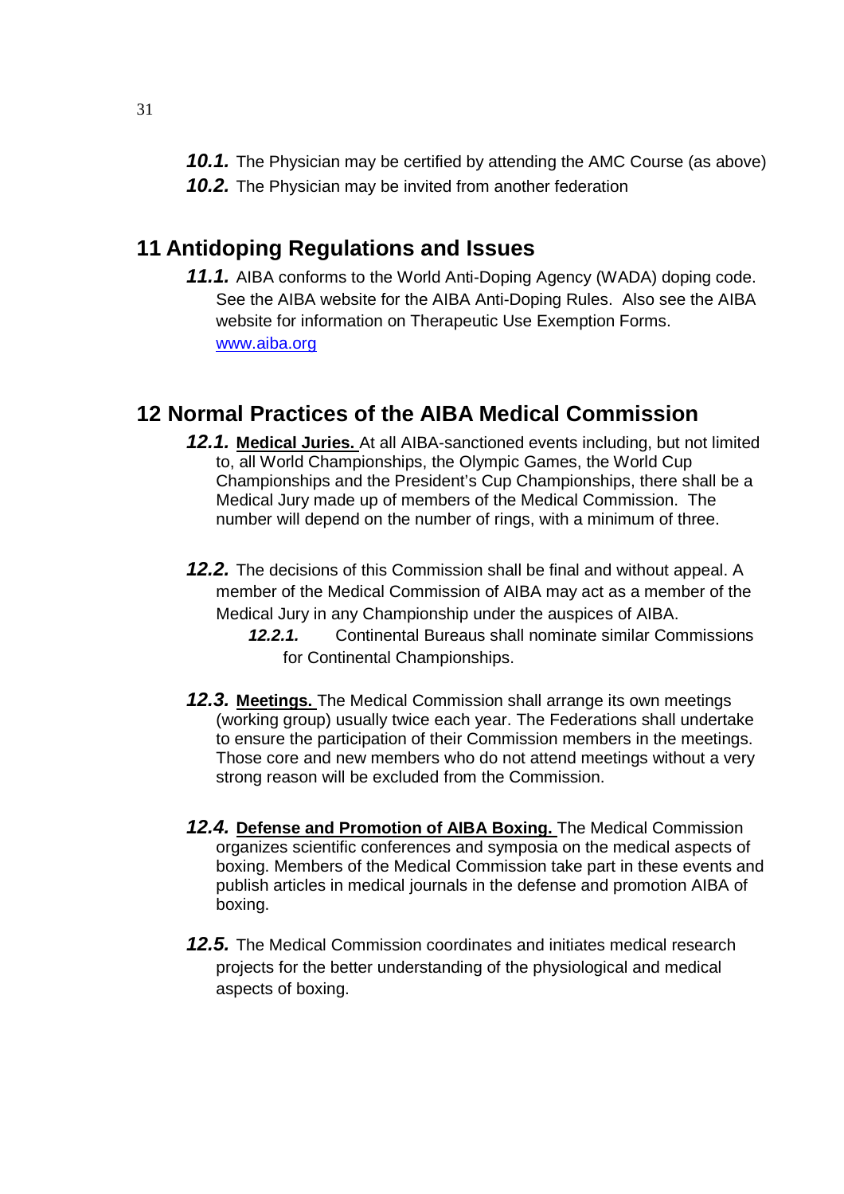***10.1.*** The Physician may be certified by attending the AMC Course (as above)

***10.2.*** The Physician may be invited from another federation

## 11 Antidoping Regulations and Issues

***11.1.*** AIBA conforms to the World Anti-Doping Agency (WADA) doping code. See the AIBA website for the AIBA Anti-Doping Rules. Also see the AIBA website for information on Therapeutic Use Exemption Forms. [www.aiba.org](http://www.aiba.org)

## 12 Normal Practices of the AIBA Medical Commission

***12.1.*** **Medical Juries.** At all AIBA-sanctioned events including, but not limited to, all World Championships, the Olympic Games, the World Cup Championships and the President's Cup Championships, there shall be a Medical Jury made up of members of the Medical Commission. The number will depend on the number of rings, with a minimum of three.

***12.2.*** The decisions of this Commission shall be final and without appeal. A member of the Medical Commission of AIBA may act as a member of the Medical Jury in any Championship under the auspices of AIBA.

***12.2.1.*** Continental Bureaus shall nominate similar Commissions for Continental Championships.

***12.3.*** **Meetings.** The Medical Commission shall arrange its own meetings (working group) usually twice each year. The Federations shall undertake to ensure the participation of their Commission members in the meetings. Those core and new members who do not attend meetings without a very strong reason will be excluded from the Commission.

***12.4.*** **Defense and Promotion of AIBA Boxing.** The Medical Commission organizes scientific conferences and symposia on the medical aspects of boxing. Members of the Medical Commission take part in these events and publish articles in medical journals in the defense and promotion AIBA of boxing.

***12.5.*** The Medical Commission coordinates and initiates medical research projects for the better understanding of the physiological and medical aspects of boxing.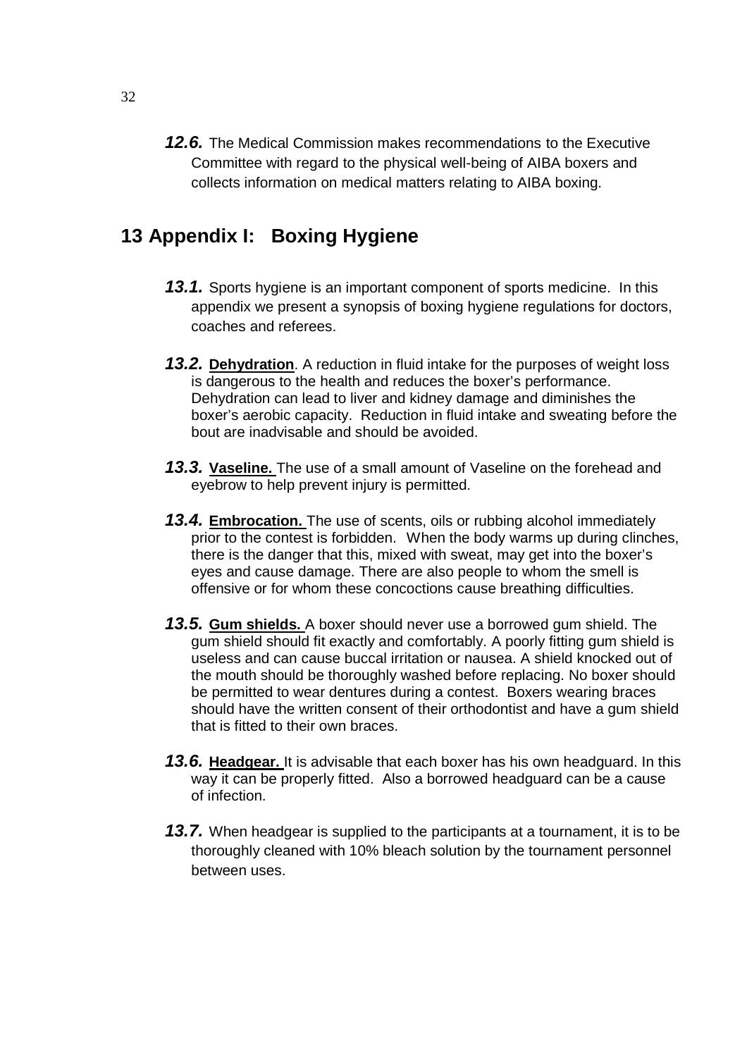***12.6.*** The Medical Commission makes recommendations to the Executive Committee with regard to the physical well-being of AIBA boxers and collects information on medical matters relating to AIBA boxing.

## 13 Appendix I: Boxing Hygiene

***13.1.*** Sports hygiene is an important component of sports medicine. In this appendix we present a synopsis of boxing hygiene regulations for doctors, coaches and referees.

***13.2.*** **Dehydration**. A reduction in fluid intake for the purposes of weight loss is dangerous to the health and reduces the boxer's performance. Dehydration can lead to liver and kidney damage and diminishes the boxer's aerobic capacity. Reduction in fluid intake and sweating before the bout are inadvisable and should be avoided.

***13.3.*** **Vaseline.** The use of a small amount of Vaseline on the forehead and eyebrow to help prevent injury is permitted.

***13.4.*** **Embrocation.** The use of scents, oils or rubbing alcohol immediately prior to the contest is forbidden. When the body warms up during clinches, there is the danger that this, mixed with sweat, may get into the boxer's eyes and cause damage. There are also people to whom the smell is offensive or for whom these concoctions cause breathing difficulties.

***13.5.*** **Gum shields.** A boxer should never use a borrowed gum shield. The gum shield should fit exactly and comfortably. A poorly fitting gum shield is useless and can cause buccal irritation or nausea. A shield knocked out of the mouth should be thoroughly washed before replacing. No boxer should be permitted to wear dentures during a contest. Boxers wearing braces should have the written consent of their orthodontist and have a gum shield that is fitted to their own braces.

***13.6.*** **Headgear.** It is advisable that each boxer has his own headguard. In this way it can be properly fitted. Also a borrowed headguard can be a cause of infection.

***13.7.*** When headgear is supplied to the participants at a tournament, it is to be thoroughly cleaned with 10% bleach solution by the tournament personnel between uses.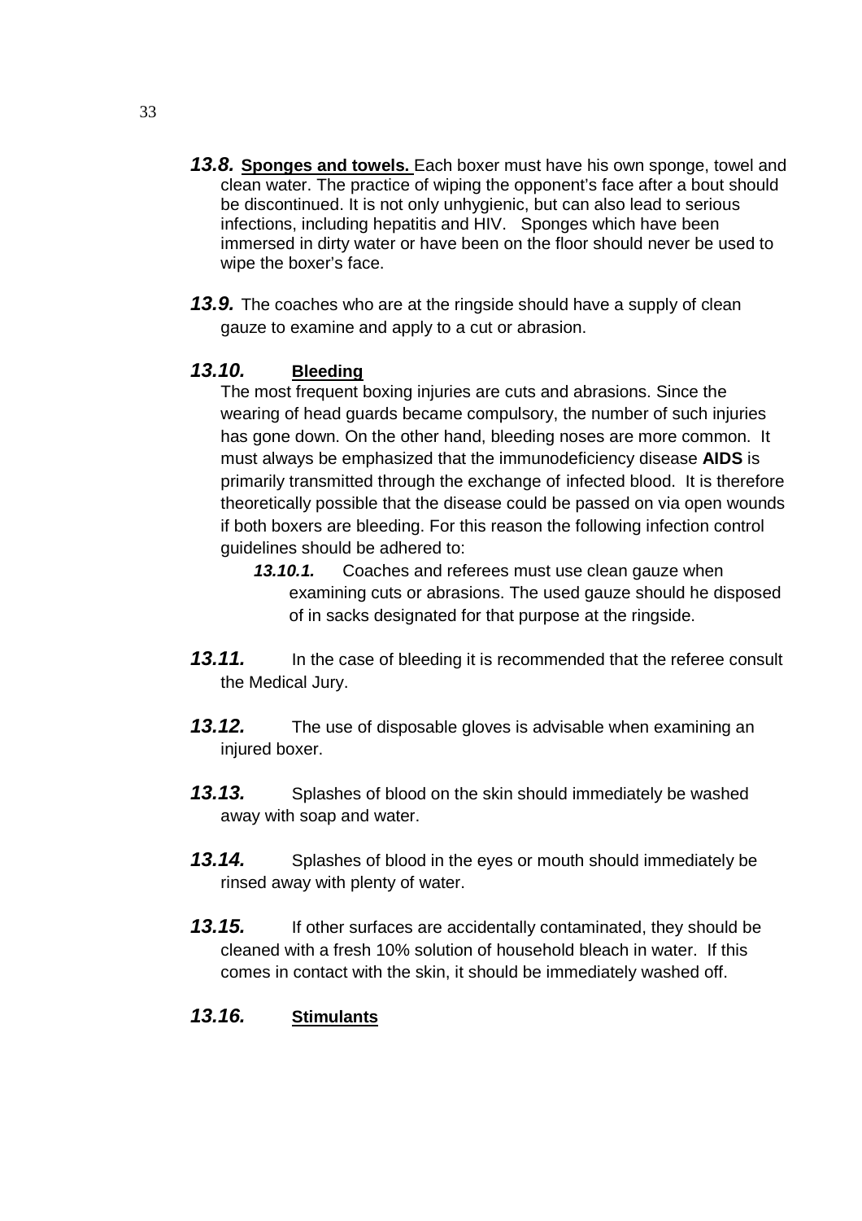**13.8.** **Sponges and towels.** Each boxer must have his own sponge, towel and clean water. The practice of wiping the opponent's face after a bout should be discontinued. It is not only unhygienic, but can also lead to serious infections, including hepatitis and HIV. Sponges which have been immersed in dirty water or have been on the floor should never be used to wipe the boxer's face.

**13.9.** The coaches who are at the ringside should have a supply of clean gauze to examine and apply to a cut or abrasion.

**13.10.** **Bleeding**

The most frequent boxing injuries are cuts and abrasions. Since the wearing of head guards became compulsory, the number of such injuries has gone down. On the other hand, bleeding noses are more common. It must always be emphasized that the immunodeficiency disease **AIDS** is primarily transmitted through the exchange of infected blood. It is therefore theoretically possible that the disease could be passed on via open wounds if both boxers are bleeding. For this reason the following infection control guidelines should be adhered to:

**13.10.1.** Coaches and referees must use clean gauze when examining cuts or abrasions. The used gauze should he disposed of in sacks designated for that purpose at the ringside.

**13.11.** In the case of bleeding it is recommended that the referee consult the Medical Jury.

**13.12.** The use of disposable gloves is advisable when examining an injured boxer.

**13.13.** Splashes of blood on the skin should immediately be washed away with soap and water.

**13.14.** Splashes of blood in the eyes or mouth should immediately be rinsed away with plenty of water.

**13.15.** If other surfaces are accidentally contaminated, they should be cleaned with a fresh 10% solution of household bleach in water. If this comes in contact with the skin, it should be immediately washed off.

**13.16.** **Stimulants**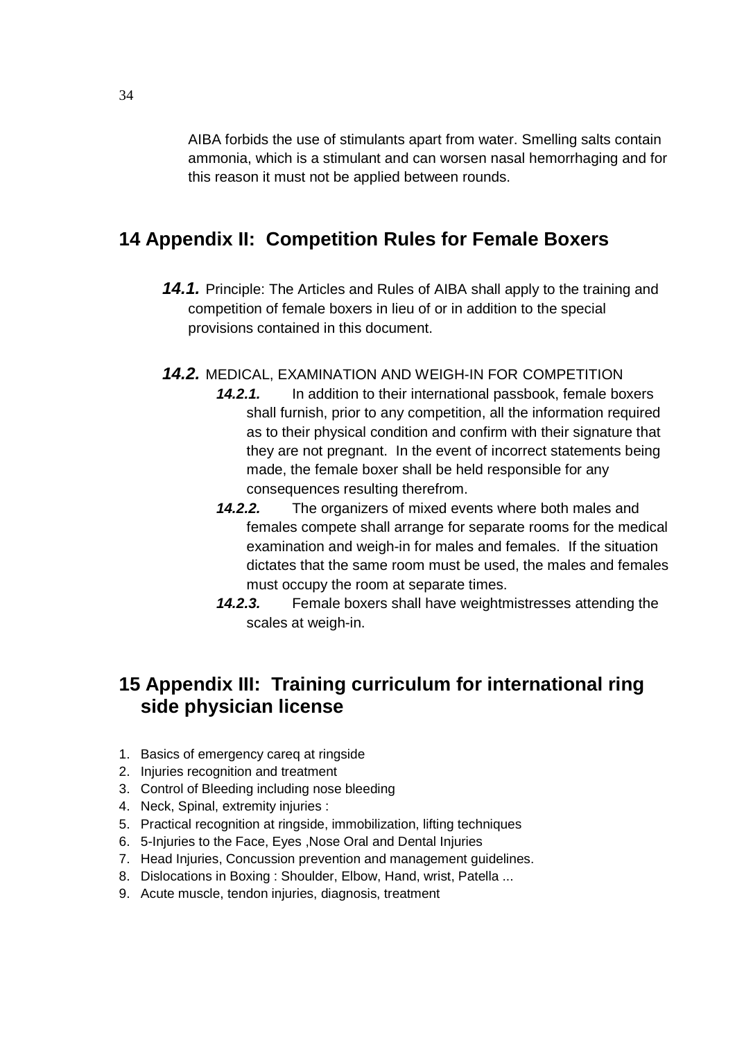AIBA forbids the use of stimulants apart from water. Smelling salts contain ammonia, which is a stimulant and can worsen nasal hemorrhaging and for this reason it must not be applied between rounds.

## 14 Appendix II: Competition Rules for Female Boxers

***14.1.*** Principle: The Articles and Rules of AIBA shall apply to the training and competition of female boxers in lieu of or in addition to the special provisions contained in this document.

***14.2.*** MEDICAL, EXAMINATION AND WEIGH-IN FOR COMPETITION

- ***14.2.1.*** In addition to their international passbook, female boxers shall furnish, prior to any competition, all the information required as to their physical condition and confirm with their signature that they are not pregnant. In the event of incorrect statements being made, the female boxer shall be held responsible for any consequences resulting therefrom.
- ***14.2.2.*** The organizers of mixed events where both males and females compete shall arrange for separate rooms for the medical examination and weigh-in for males and females. If the situation dictates that the same room must be used, the males and females must occupy the room at separate times.
- ***14.2.3.*** Female boxers shall have weightmistresses attending the scales at weigh-in.

## 15 Appendix III: Training curriculum for international ring side physician license

1. Basics of emergency careq at ringside
2. Injuries recognition and treatment
3. Control of Bleeding including nose bleeding
4. Neck, Spinal, extremity injuries :
5. Practical recognition at ringside, immobilization, lifting techniques
6. 5-Injuries to the Face, Eyes ,Nose Oral and Dental Injuries
7. Head Injuries, Concussion prevention and management guidelines.
8. Dislocations in Boxing : Shoulder, Elbow, Hand, wrist, Patella ...
9. Acute muscle, tendon injuries, diagnosis, treatment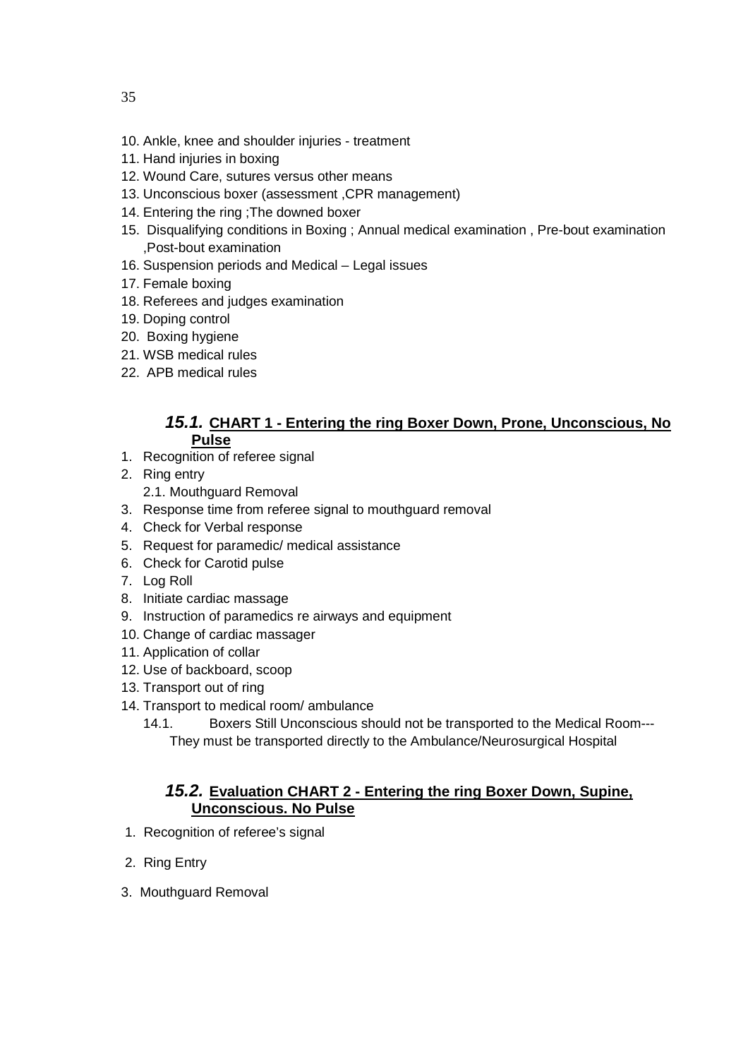10. Ankle, knee and shoulder injuries - treatment
11. Hand injuries in boxing
12. Wound Care, sutures versus other means
13. Unconscious boxer (assessment ,CPR management)
14. Entering the ring ;The downed boxer
15. Disqualifying conditions in Boxing ; Annual medical examination , Pre-bout examination ,Post-bout examination
16. Suspension periods and Medical – Legal issues
17. Female boxing
18. Referees and judges examination
19. Doping control
20. Boxing hygiene
21. WSB medical rules
22. APB medical rules

### *15.1.* CHART 1 - Entering the ring Boxer Down, Prone, Unconscious, No Pulse

1. Recognition of referee signal
2. Ring entry
   2.1. Mouthguard Removal
3. Response time from referee signal to mouthguard removal
4. Check for Verbal response
5. Request for paramedic/ medical assistance
6. Check for Carotid pulse
7. Log Roll
8. Initiate cardiac massage
9. Instruction of paramedics re airways and equipment
10. Change of cardiac massager
11. Application of collar
12. Use of backboard, scoop
13. Transport out of ring
14. Transport to medical room/ ambulance
    14.1. Boxers Still Unconscious should not be transported to the Medical Room--- They must be transported directly to the Ambulance/Neurosurgical Hospital

### *15.2.* Evaluation CHART 2 - Entering the ring Boxer Down, Supine, Unconscious. No Pulse

1. Recognition of referee's signal
2. Ring Entry
3. Mouthguard Removal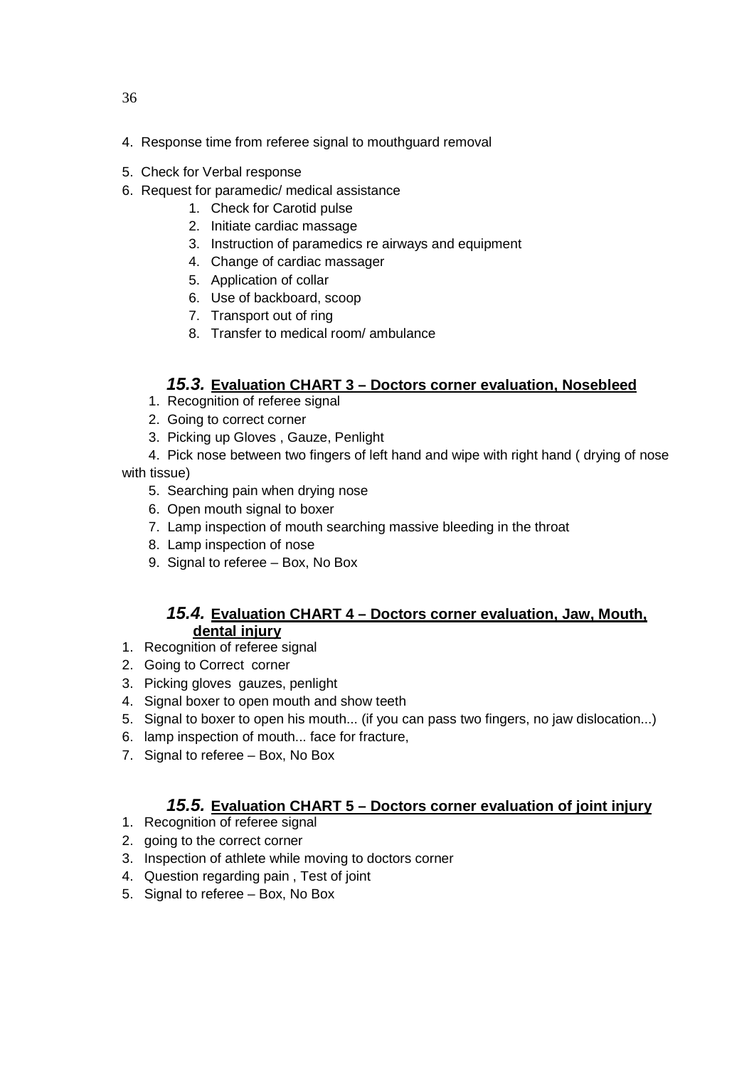4. Response time from referee signal to mouthguard removal
5. Check for Verbal response
6. Request for paramedic/ medical assistance
    1. Check for Carotid pulse
    2. Initiate cardiac massage
    3. Instruction of paramedics re airways and equipment
    4. Change of cardiac massager
    5. Application of collar
    6. Use of backboard, scoop
    7. Transport out of ring
    8. Transfer to medical room/ ambulance

## *15.3.* Evaluation CHART 3 – Doctors corner evaluation, Nosebleed

1. Recognition of referee signal
2. Going to correct corner
3. Picking up Gloves , Gauze, Penlight
4. Pick nose between two fingers of left hand and wipe with right hand ( drying of nose with tissue)
5. Searching pain when drying nose
6. Open mouth signal to boxer
7. Lamp inspection of mouth searching massive bleeding in the throat
8. Lamp inspection of nose
9. Signal to referee – Box, No Box

## *15.4.* Evaluation CHART 4 – Doctors corner evaluation, Jaw, Mouth, dental injury

1. Recognition of referee signal
2. Going to Correct corner
3. Picking gloves gauzes, penlight
4. Signal boxer to open mouth and show teeth
5. Signal to boxer to open his mouth... (if you can pass two fingers, no jaw dislocation...)
6. lamp inspection of mouth... face for fracture,
7. Signal to referee – Box, No Box

## *15.5.* Evaluation CHART 5 – Doctors corner evaluation of joint injury

1. Recognition of referee signal
2. going to the correct corner
3. Inspection of athlete while moving to doctors corner
4. Question regarding pain , Test of joint
5. Signal to referee – Box, No Box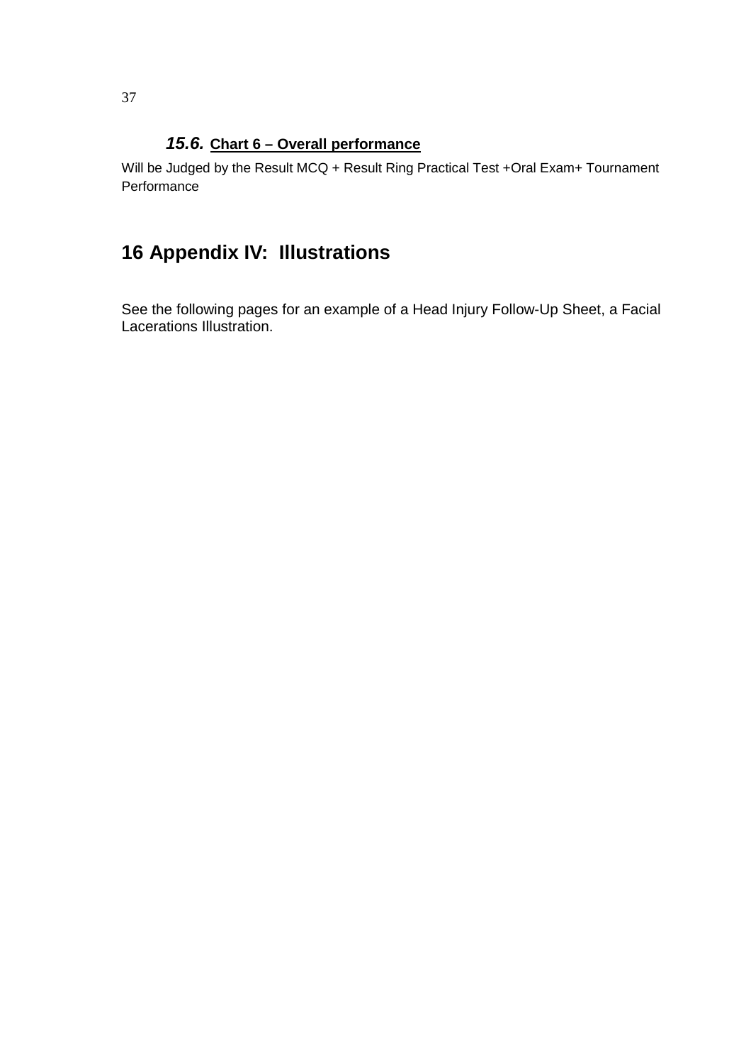### *15.6.* Chart 6 – Overall performance

Will be Judged by the Result MCQ + Result Ring Practical Test +Oral Exam+ Tournament Performance

# 16 Appendix IV: Illustrations

See the following pages for an example of a Head Injury Follow-Up Sheet, a Facial Lacerations Illustration.